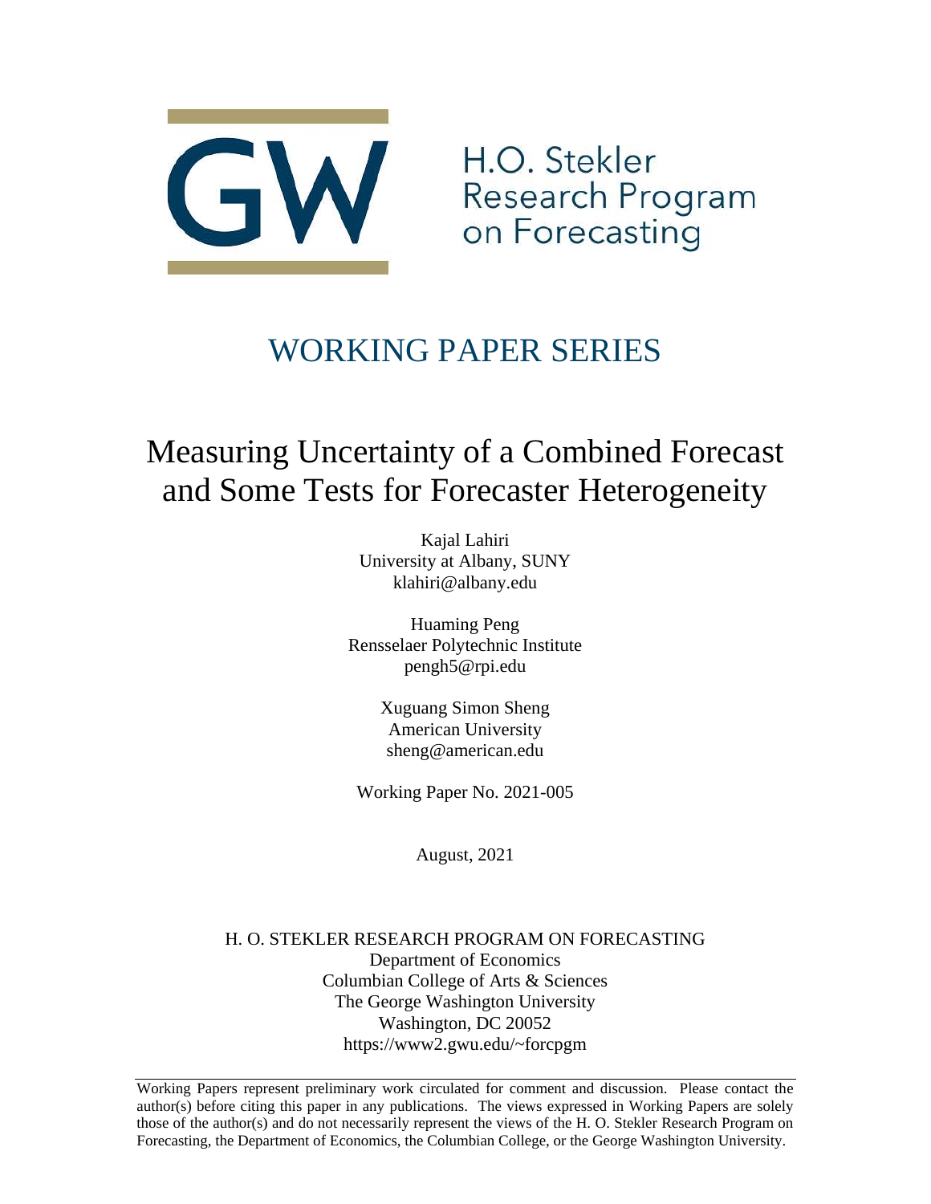H.O. Stekler Research Program on Forecasting

## WORKING PAPER SERIES

# Measuring Uncertainty of a Combined Forecast and Some Tests for Forecaster Heterogeneity

Kajal Lahiri
University at Albany, SUNY
klahiri@albany.edu

Huaming Peng
Rensselaer Polytechnic Institute
pengh5@rpi.edu

Xuguang Simon Sheng
American University
sheng@american.edu

Working Paper No. 2021-005

August, 2021

H. O. STEKLER RESEARCH PROGRAM ON FORECASTING
Department of Economics
Columbian College of Arts & Sciences
The George Washington University
Washington, DC 20052
https://www2.gwu.edu/~forcpgm

Working Papers represent preliminary work circulated for comment and discussion. Please contact the author(s) before citing this paper in any publications. The views expressed in Working Papers are solely those of the author(s) and do not necessarily represent the views of the H. O. Stekler Research Program on Forecasting, the Department of Economics, the Columbian College, or the George Washington University.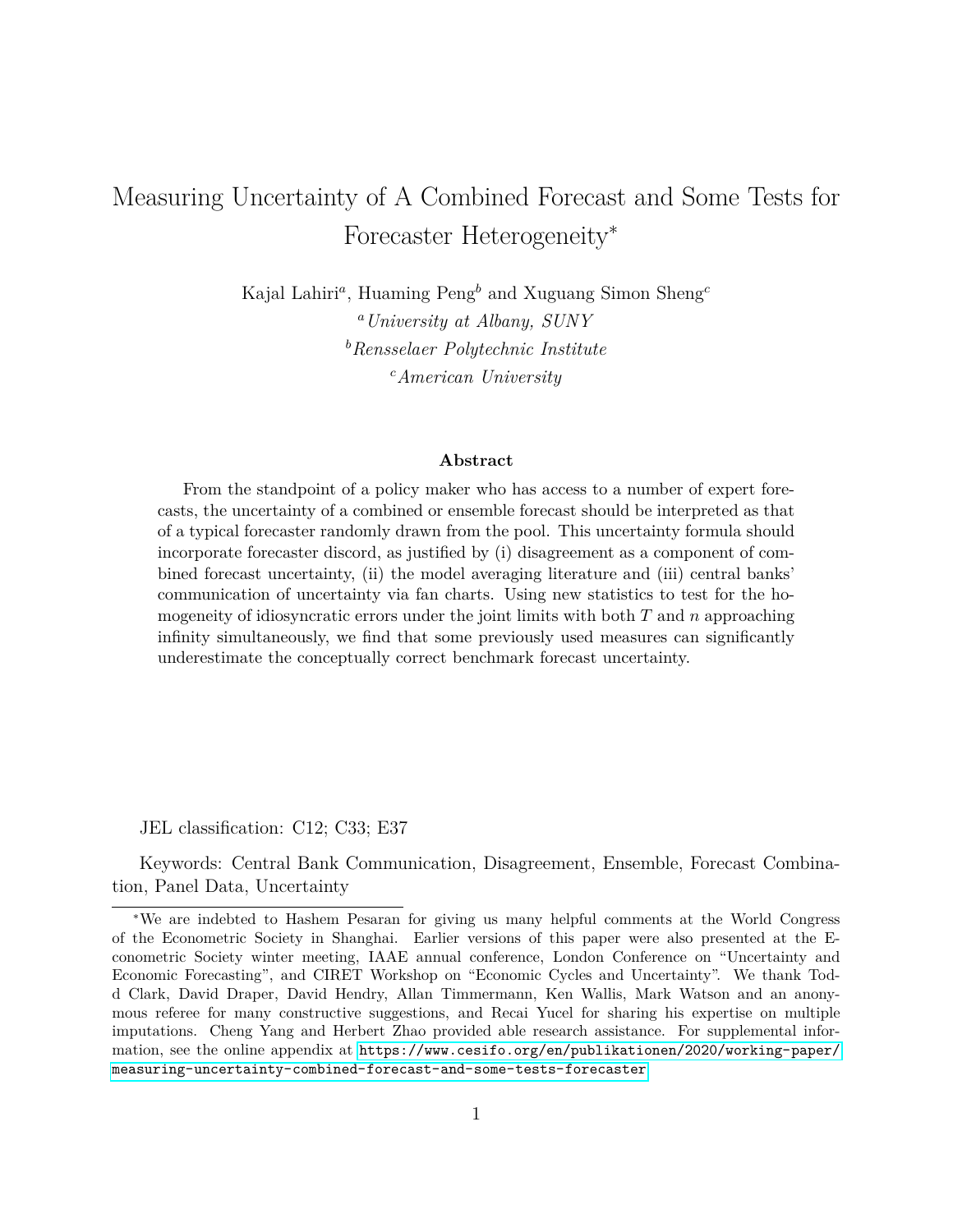# Measuring Uncertainty of A Combined Forecast and Some Tests for Forecaster Heterogeneity*

Kajal Lahiri[a], Huaming Peng[b] and Xuguang Simon Sheng[c]

[a] *University at Albany, SUNY*

[b] *Rensselaer Polytechnic Institute*

[c] *American University*

### Abstract

From the standpoint of a policy maker who has access to a number of expert forecasts, the uncertainty of a combined or ensemble forecast should be interpreted as that of a typical forecaster randomly drawn from the pool. This uncertainty formula should incorporate forecaster discord, as justified by (i) disagreement as a component of combined forecast uncertainty, (ii) the model averaging literature and (iii) central banks' communication of uncertainty via fan charts. Using new statistics to test for the homogeneity of idiosyncratic errors under the joint limits with both $T$ and $n$ approaching infinity simultaneously, we find that some previously used measures can significantly underestimate the conceptually correct benchmark forecast uncertainty.

JEL classification: C12; C33; E37

Keywords: Central Bank Communication, Disagreement, Ensemble, Forecast Combination, Panel Data, Uncertainty

---

*We are indebted to Hashem Pesaran for giving us many helpful comments at the World Congress of the Econometric Society in Shanghai. Earlier versions of this paper were also presented at the Econometric Society winter meeting, IAAE annual conference, London Conference on "Uncertainty and Economic Forecasting", and CIRET Workshop on "Economic Cycles and Uncertainty". We thank Todd Clark, David Draper, David Hendry, Allan Timmermann, Ken Wallis, Mark Watson and an anonymous referee for many constructive suggestions, and Recai Yucel for sharing his expertise on multiple imputations. Cheng Yang and Herbert Zhao provided able research assistance. For supplemental information, see the online appendix at https://www.cesifo.org/en/publikationen/2020/working-paper/measuring-uncertainty-combined-forecast-and-some-tests-forecaster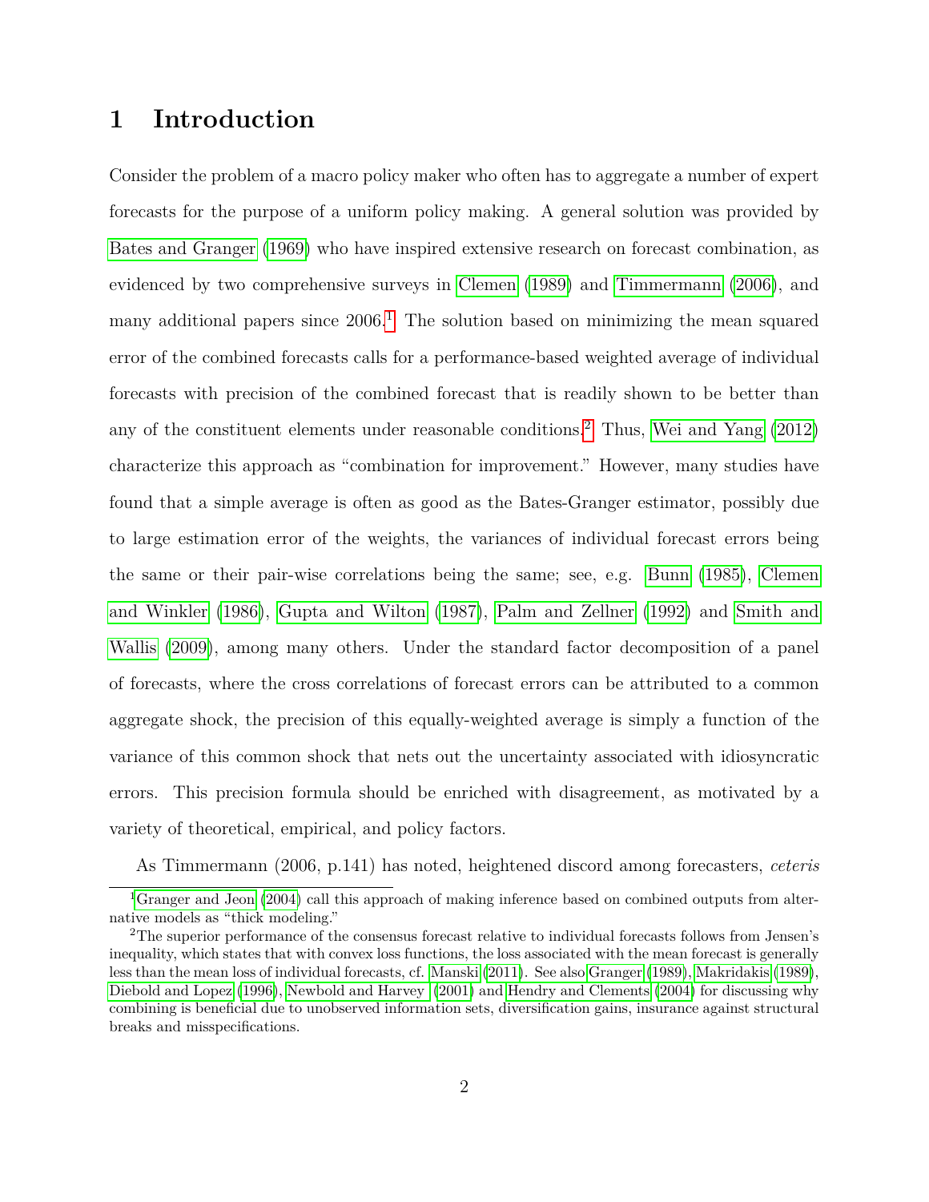# 1 Introduction

Consider the problem of a macro policy maker who often has to aggregate a number of expert forecasts for the purpose of a uniform policy making. A general solution was provided by Bates and Granger (1969) who have inspired extensive research on forecast combination, as evidenced by two comprehensive surveys in Clemen (1989) and Timmermann (2006), and many additional papers since 2006.[1] The solution based on minimizing the mean squared error of the combined forecasts calls for a performance-based weighted average of individual forecasts with precision of the combined forecast that is readily shown to be better than any of the constituent elements under reasonable conditions.[2] Thus, Wei and Yang (2012) characterize this approach as "combination for improvement." However, many studies have found that a simple average is often as good as the Bates-Granger estimator, possibly due to large estimation error of the weights, the variances of individual forecast errors being the same or their pair-wise correlations being the same; see, e.g. Bunn (1985), Clemen and Winkler (1986), Gupta and Wilton (1987), Palm and Zellner (1992) and Smith and Wallis (2009), among many others. Under the standard factor decomposition of a panel of forecasts, where the cross correlations of forecast errors can be attributed to a common aggregate shock, the precision of this equally-weighted average is simply a function of the variance of this common shock that nets out the uncertainty associated with idiosyncratic errors. This precision formula should be enriched with disagreement, as motivated by a variety of theoretical, empirical, and policy factors.

As Timmermann (2006, p.141) has noted, heightened discord among forecasters, *ceteris*

---

[1] Granger and Jeon (2004) call this approach of making inference based on combined outputs from alternative models as "thick modeling."

[2] The superior performance of the consensus forecast relative to individual forecasts follows from Jensen's inequality, which states that with convex loss functions, the loss associated with the mean forecast is generally less than the mean loss of individual forecasts, cf. Manski (2011). See also Granger (1989), Makridakis (1989), Diebold and Lopez (1996), Newbold and Harvey (2001) and Hendry and Clements (2004) for discussing why combining is beneficial due to unobserved information sets, diversification gains, insurance against structural breaks and misspecifications.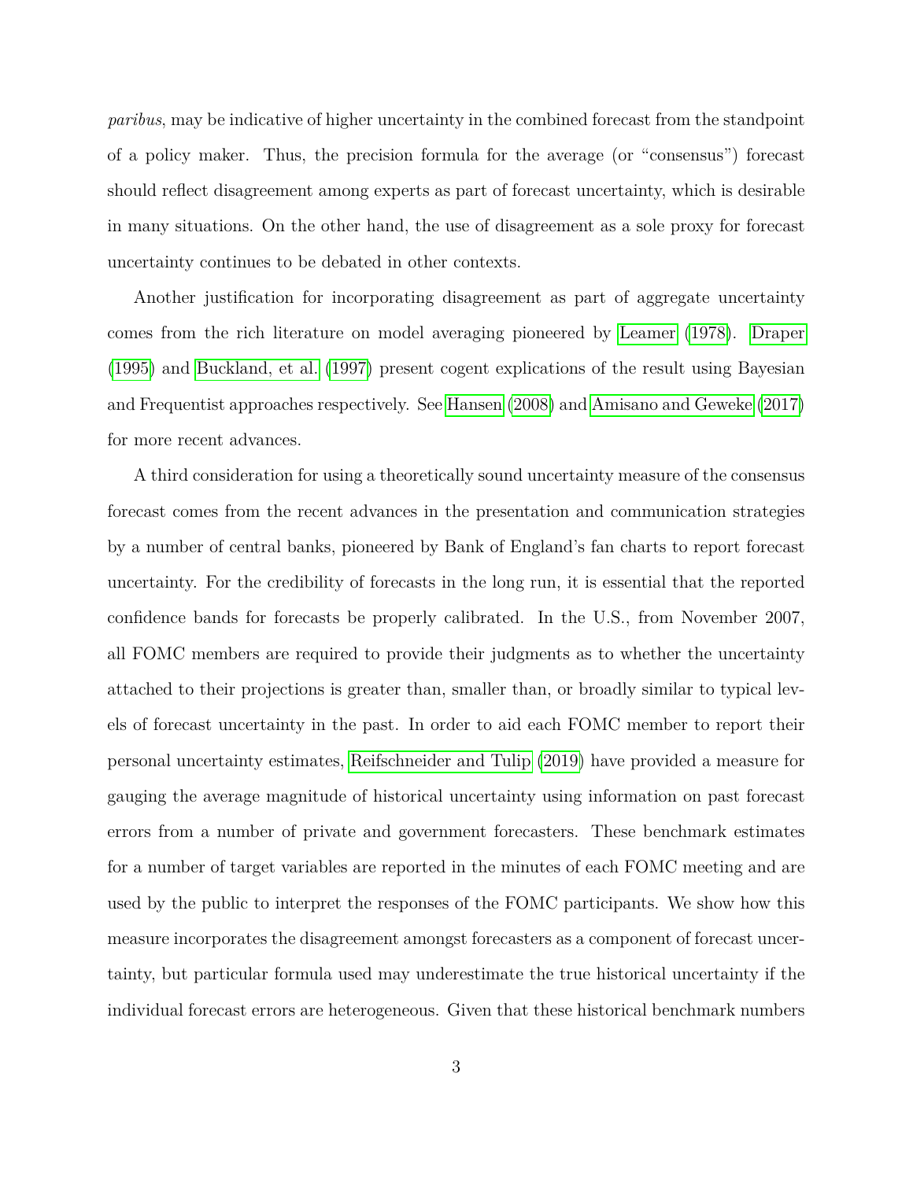*paribus*, may be indicative of higher uncertainty in the combined forecast from the standpoint of a policy maker. Thus, the precision formula for the average (or "consensus") forecast should reflect disagreement among experts as part of forecast uncertainty, which is desirable in many situations. On the other hand, the use of disagreement as a sole proxy for forecast uncertainty continues to be debated in other contexts.

Another justification for incorporating disagreement as part of aggregate uncertainty comes from the rich literature on model averaging pioneered by Leamer (1978). Draper (1995) and Buckland, et al. (1997) present cogent explications of the result using Bayesian and Frequentist approaches respectively. See Hansen (2008) and Amisano and Geweke (2017) for more recent advances.

A third consideration for using a theoretically sound uncertainty measure of the consensus forecast comes from the recent advances in the presentation and communication strategies by a number of central banks, pioneered by Bank of England's fan charts to report forecast uncertainty. For the credibility of forecasts in the long run, it is essential that the reported confidence bands for forecasts be properly calibrated. In the U.S., from November 2007, all FOMC members are required to provide their judgments as to whether the uncertainty attached to their projections is greater than, smaller than, or broadly similar to typical levels of forecast uncertainty in the past. In order to aid each FOMC member to report their personal uncertainty estimates, Reifschneider and Tulip (2019) have provided a measure for gauging the average magnitude of historical uncertainty using information on past forecast errors from a number of private and government forecasters. These benchmark estimates for a number of target variables are reported in the minutes of each FOMC meeting and are used by the public to interpret the responses of the FOMC participants. We show how this measure incorporates the disagreement amongst forecasters as a component of forecast uncertainty, but particular formula used may underestimate the true historical uncertainty if the individual forecast errors are heterogeneous. Given that these historical benchmark numbers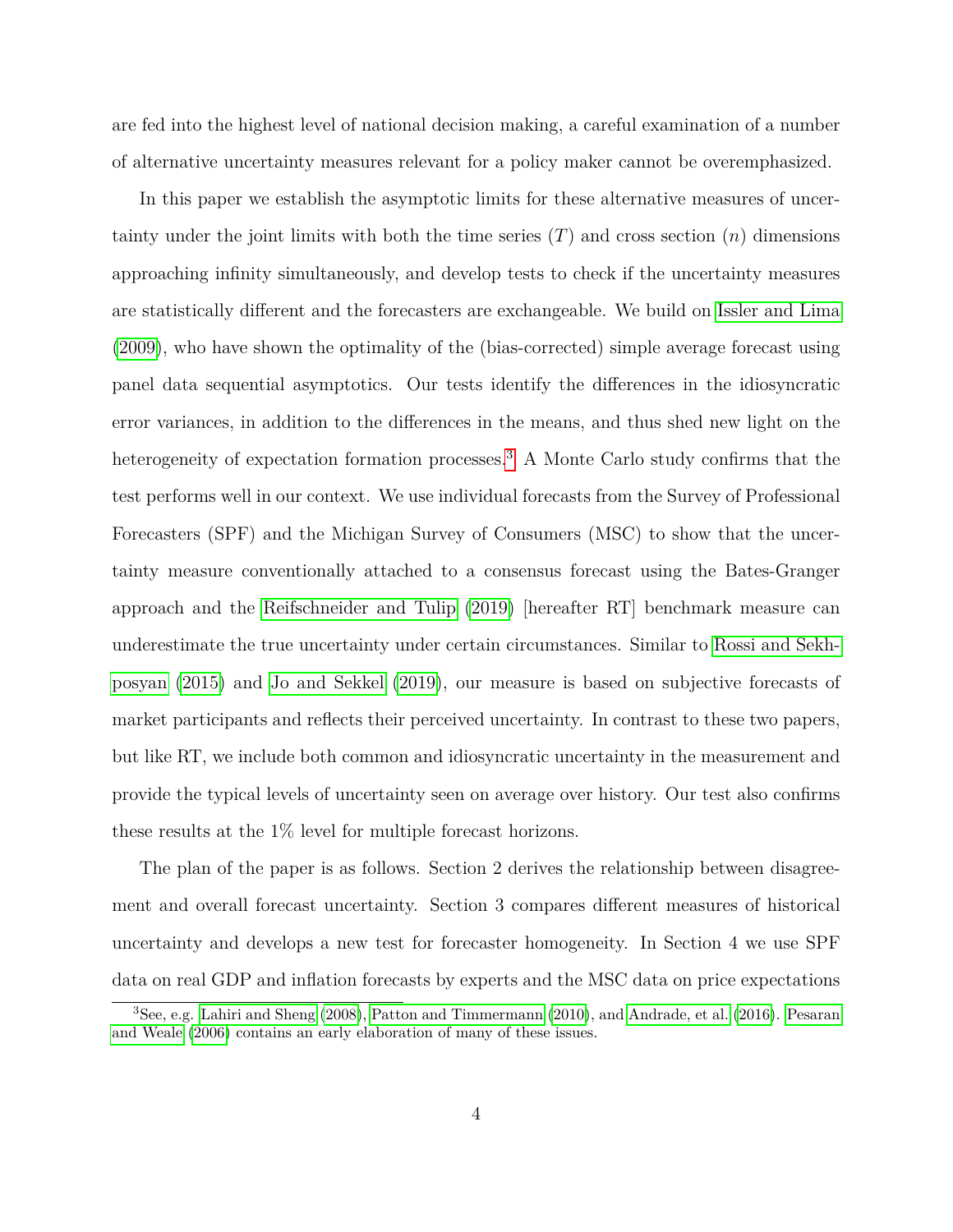are fed into the highest level of national decision making, a careful examination of a number of alternative uncertainty measures relevant for a policy maker cannot be overemphasized.

In this paper we establish the asymptotic limits for these alternative measures of uncertainty under the joint limits with both the time series ($T$) and cross section ($n$) dimensions approaching infinity simultaneously, and develop tests to check if the uncertainty measures are statistically different and the forecasters are exchangeable. We build on Issler and Lima (2009), who have shown the optimality of the (bias-corrected) simple average forecast using panel data sequential asymptotics. Our tests identify the differences in the idiosyncratic error variances, in addition to the differences in the means, and thus shed new light on the heterogeneity of expectation formation processes.[3] A Monte Carlo study confirms that the test performs well in our context. We use individual forecasts from the Survey of Professional Forecasters (SPF) and the Michigan Survey of Consumers (MSC) to show that the uncertainty measure conventionally attached to a consensus forecast using the Bates-Granger approach and the Reifschneider and Tulip (2019) [hereafter RT] benchmark measure can underestimate the true uncertainty under certain circumstances. Similar to Rossi and Sekhposyan (2015) and Jo and Sekkel (2019), our measure is based on subjective forecasts of market participants and reflects their perceived uncertainty. In contrast to these two papers, but like RT, we include both common and idiosyncratic uncertainty in the measurement and provide the typical levels of uncertainty seen on average over history. Our test also confirms these results at the 1% level for multiple forecast horizons.

The plan of the paper is as follows. Section 2 derives the relationship between disagreement and overall forecast uncertainty. Section 3 compares different measures of historical uncertainty and develops a new test for forecaster homogeneity. In Section 4 we use SPF data on real GDP and inflation forecasts by experts and the MSC data on price expectations

[3] See, e.g. Lahiri and Sheng (2008), Patton and Timmermann (2010), and Andrade, et al. (2016). Pesaran and Weale (2006) contains an early elaboration of many of these issues.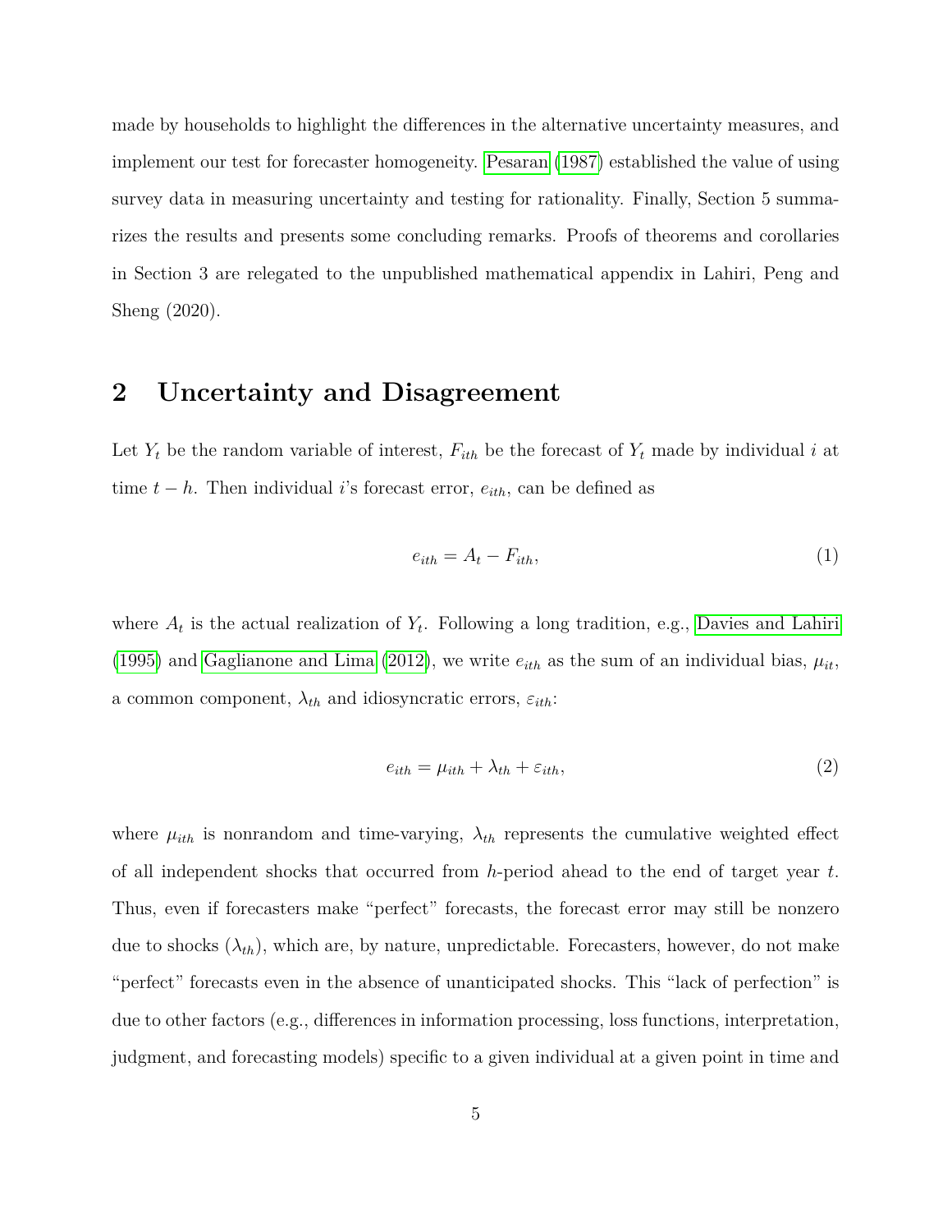made by households to highlight the differences in the alternative uncertainty measures, and implement our test for forecaster homogeneity. Pesaran (1987) established the value of using survey data in measuring uncertainty and testing for rationality. Finally, Section 5 summarizes the results and presents some concluding remarks. Proofs of theorems and corollaries in Section 3 are relegated to the unpublished mathematical appendix in Lahiri, Peng and Sheng (2020).

## 2 Uncertainty and Disagreement

Let $Y_t$ be the random variable of interest, $F_{ith}$ be the forecast of $Y_t$ made by individual $i$ at time $t - h$. Then individual $i$'s forecast error, $e_{ith}$, can be defined as

$$e_{ith} = A_t - F_{ith}, \tag{1}$$

where $A_t$ is the actual realization of $Y_t$. Following a long tradition, e.g., Davies and Lahiri (1995) and Gaglianone and Lima (2012), we write $e_{ith}$ as the sum of an individual bias, $\mu_{it}$, a common component, $\lambda_{th}$ and idiosyncratic errors, $\varepsilon_{ith}$:

$$e_{ith} = \mu_{ith} + \lambda_{th} + \varepsilon_{ith}, \tag{2}$$

where $\mu_{ith}$ is nonrandom and time-varying, $\lambda_{th}$ represents the cumulative weighted effect of all independent shocks that occurred from $h$-period ahead to the end of target year $t$. Thus, even if forecasters make "perfect" forecasts, the forecast error may still be nonzero due to shocks ($\lambda_{th}$), which are, by nature, unpredictable. Forecasters, however, do not make "perfect" forecasts even in the absence of unanticipated shocks. This "lack of perfection" is due to other factors (e.g., differences in information processing, loss functions, interpretation, judgment, and forecasting models) specific to a given individual at a given point in time and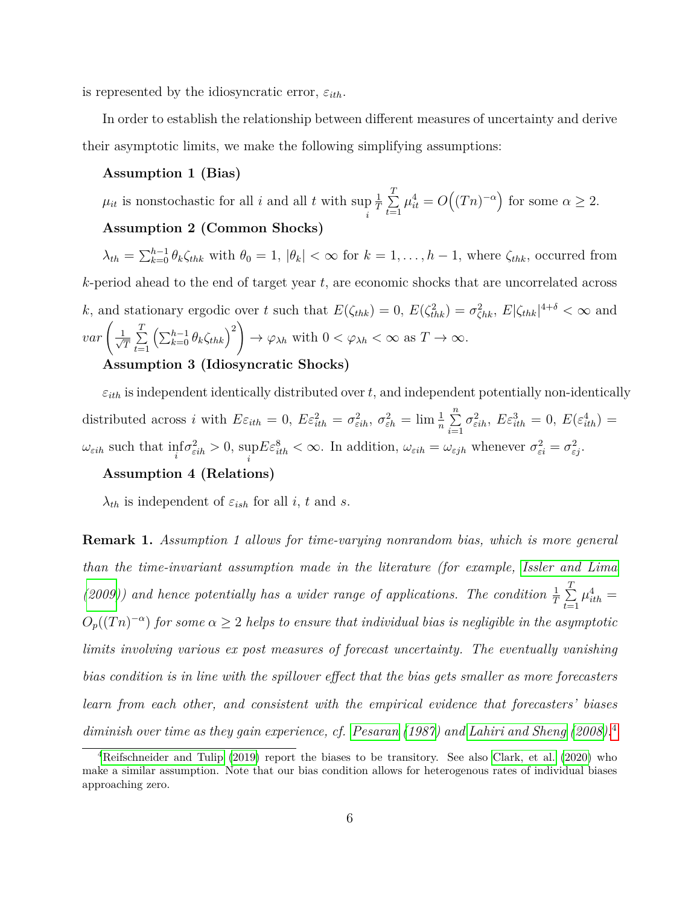is represented by the idiosyncratic error, $\varepsilon_{ith}$.

In order to establish the relationship between different measures of uncertainty and derive their asymptotic limits, we make the following simplifying assumptions:

**Assumption 1 (Bias)**

$\mu_{it}$ is nonstochastic for all $i$ and all $t$ with $\sup_i \frac{1}{T}\sum_{t=1}^{T}\mu_{it}^4 = O\Big((Tn)^{-\alpha}\Big)$ for some $\alpha \geq 2$.

**Assumption 2 (Common Shocks)**

$\lambda_{th} = \sum_{k=0}^{h-1}\theta_k\zeta_{thk}$ with $\theta_0 = 1$, $|\theta_k| < \infty$ for $k = 1, \ldots, h-1$, where $\zeta_{thk}$, occurred from $k$-period ahead to the end of target year $t$, are economic shocks that are uncorrelated across $k$, and stationary ergodic over $t$ such that $E(\zeta_{thk}) = 0$, $E(\zeta_{thk}^2) = \sigma_{\zeta hk}^2$, $E|\zeta_{thk}|^{4+\delta} < \infty$ and $var\left(\frac{1}{\sqrt{T}}\sum_{t=1}^{T}\left(\sum_{k=0}^{h-1}\theta_k\zeta_{thk}\right)^2\right) \to \varphi_{\lambda h}$ with $0 < \varphi_{\lambda h} < \infty$ as $T \to \infty$.

**Assumption 3 (Idiosyncratic Shocks)**

$\varepsilon_{ith}$ is independent identically distributed over $t$, and independent potentially non-identically distributed across $i$ with $E\varepsilon_{ith} = 0$, $E\varepsilon_{ith}^2 = \sigma_{\varepsilon ih}^2$, $\sigma_{\varepsilon h}^2 = \lim \frac{1}{n}\sum_{i=1}^{n}\sigma_{\varepsilon ih}^2$, $E\varepsilon_{ith}^3 = 0$, $E(\varepsilon_{ith}^4) = \omega_{\varepsilon ih}$ such that $\inf_i \sigma_{\varepsilon ih}^2 > 0$, $\sup_i E\varepsilon_{ith}^8 < \infty$. In addition, $\omega_{\varepsilon ih} = \omega_{\varepsilon jh}$ whenever $\sigma_{\varepsilon i}^2 = \sigma_{\varepsilon j}^2$.

**Assumption 4 (Relations)**

$\lambda_{th}$ is independent of $\varepsilon_{ish}$ for all $i$, $t$ and $s$.

**Remark 1.** *Assumption 1 allows for time-varying nonrandom bias, which is more general than the time-invariant assumption made in the literature (for example, Issler and Lima (2009)) and hence potentially has a wider range of applications. The condition* $\frac{1}{T}\sum_{t=1}^{T}\mu_{ith}^4 = O_p((Tn)^{-\alpha})$ *for some* $\alpha \geq 2$ *helps to ensure that individual bias is negligible in the asymptotic limits involving various ex post measures of forecast uncertainty. The eventually vanishing bias condition is in line with the spillover effect that the bias gets smaller as more forecasters learn from each other, and consistent with the empirical evidence that forecasters' biases diminish over time as they gain experience, cf. Pesaran (1987) and Lahiri and Sheng (2008).*[4]

[4] Reifschneider and Tulip (2019) report the biases to be transitory. See also Clark, et al. (2020) who make a similar assumption. Note that our bias condition allows for heterogenous rates of individual biases approaching zero.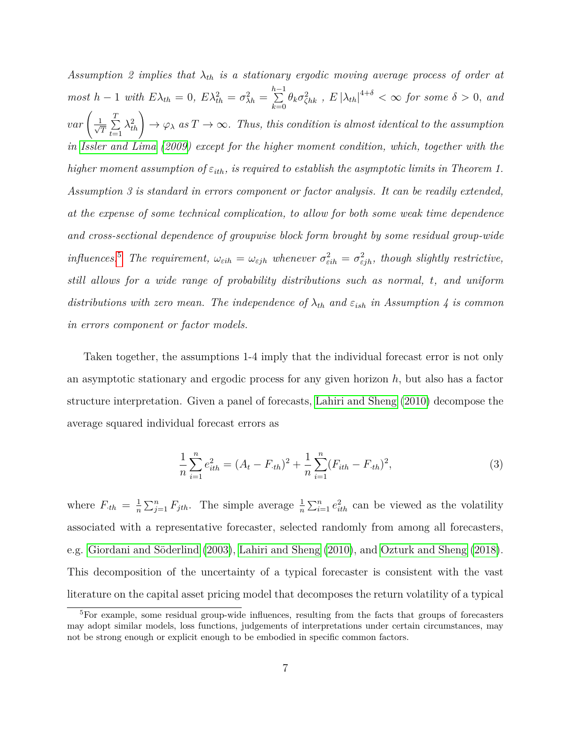*Assumption 2 implies that $\lambda_{th}$ is a stationary ergodic moving average process of order at most $h-1$ with $E\lambda_{th}=0$, $E\lambda_{th}^2=\sigma_{\lambda h}^2=\sum_{k=0}^{h-1}\theta_k\sigma_{\zeta hk}^2$ , $E\left|\lambda_{th}\right|^{4+\delta}<\infty$ for some $\delta>0$, and $var\left(\frac{1}{\sqrt{T}}\sum_{t=1}^{T}\lambda_{th}^2\right)\to\varphi_\lambda$ as $T\to\infty$. Thus, this condition is almost identical to the assumption in Issler and Lima (2009) except for the higher moment condition, which, together with the higher moment assumption of $\varepsilon_{ith}$, is required to establish the asymptotic limits in Theorem 1. Assumption 3 is standard in errors component or factor analysis. It can be readily extended, at the expense of some technical complication, to allow for both some weak time dependence and cross-sectional dependence of groupwise block form brought by some residual group-wide influences.[5] The requirement, $\omega_{\varepsilon ih}=\omega_{\varepsilon jh}$ whenever $\sigma_{\varepsilon ih}^2=\sigma_{\varepsilon jh}^2$, though slightly restrictive, still allows for a wide range of probability distributions such as normal, t, and uniform distributions with zero mean. The independence of $\lambda_{th}$ and $\varepsilon_{ish}$ in Assumption 4 is common in errors component or factor models.*

Taken together, the assumptions 1-4 imply that the individual forecast error is not only an asymptotic stationary and ergodic process for any given horizon $h$, but also has a factor structure interpretation. Given a panel of forecasts, Lahiri and Sheng (2010) decompose the average squared individual forecast errors as

$$\frac{1}{n}\sum_{i=1}^{n}e_{ith}^2=(A_t-F_{\cdot th})^2+\frac{1}{n}\sum_{i=1}^{n}(F_{ith}-F_{\cdot th})^2, \tag{3}$$

where $F_{\cdot th}=\frac{1}{n}\sum_{j=1}^{n}F_{jth}$. The simple average $\frac{1}{n}\sum_{i=1}^{n}e_{ith}^2$ can be viewed as the volatility associated with a representative forecaster, selected randomly from among all forecasters, e.g. Giordani and Söderlind (2003), Lahiri and Sheng (2010), and Ozturk and Sheng (2018). This decomposition of the uncertainty of a typical forecaster is consistent with the vast literature on the capital asset pricing model that decomposes the return volatility of a typical

[5] For example, some residual group-wide influences, resulting from the facts that groups of forecasters may adopt similar models, loss functions, judgements of interpretations under certain circumstances, may not be strong enough or explicit enough to be embodied in specific common factors.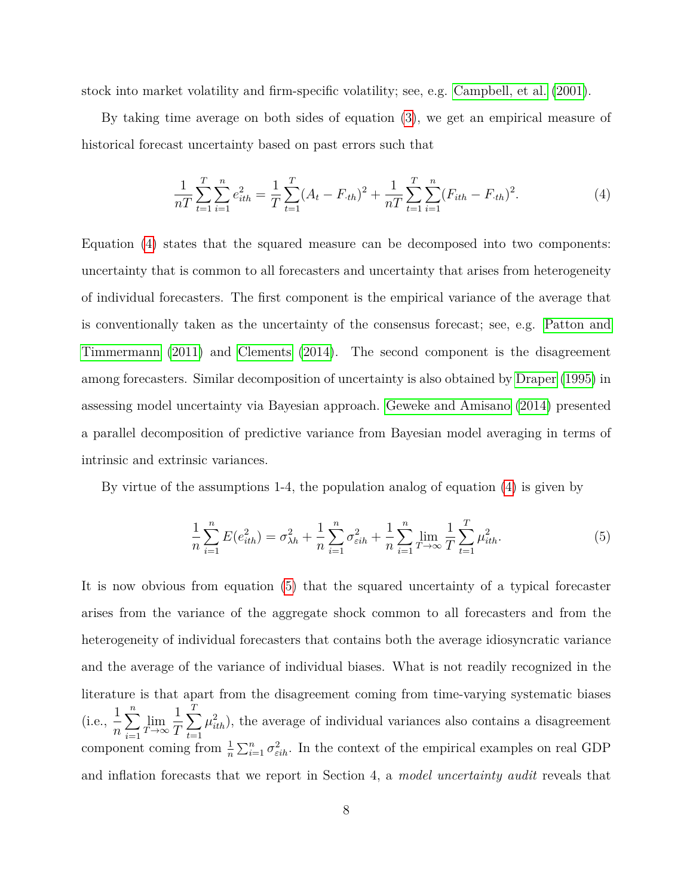stock into market volatility and firm-specific volatility; see, e.g. Campbell, et al. (2001).

By taking time average on both sides of equation (3), we get an empirical measure of historical forecast uncertainty based on past errors such that

$$\frac{1}{nT}\sum_{t=1}^{T}\sum_{i=1}^{n}e_{ith}^{2}=\frac{1}{T}\sum_{t=1}^{T}(A_t-F_{\cdot th})^2+\frac{1}{nT}\sum_{t=1}^{T}\sum_{i=1}^{n}(F_{ith}-F_{\cdot th})^2. \tag{4}$$

Equation (4) states that the squared measure can be decomposed into two components: uncertainty that is common to all forecasters and uncertainty that arises from heterogeneity of individual forecasters. The first component is the empirical variance of the average that is conventionally taken as the uncertainty of the consensus forecast; see, e.g. Patton and Timmermann (2011) and Clements (2014). The second component is the disagreement among forecasters. Similar decomposition of uncertainty is also obtained by Draper (1995) in assessing model uncertainty via Bayesian approach. Geweke and Amisano (2014) presented a parallel decomposition of predictive variance from Bayesian model averaging in terms of intrinsic and extrinsic variances.

By virtue of the assumptions 1-4, the population analog of equation (4) is given by

$$\frac{1}{n}\sum_{i=1}^{n}E(e_{ith}^{2})=\sigma_{\lambda h}^{2}+\frac{1}{n}\sum_{i=1}^{n}\sigma_{\varepsilon ih}^{2}+\frac{1}{n}\sum_{i=1}^{n}\lim_{T\to\infty}\frac{1}{T}\sum_{t=1}^{T}\mu_{ith}^{2}. \tag{5}$$

It is now obvious from equation (5) that the squared uncertainty of a typical forecaster arises from the variance of the aggregate shock common to all forecasters and from the heterogeneity of individual forecasters that contains both the average idiosyncratic variance and the average of the variance of individual biases. What is not readily recognized in the literature is that apart from the disagreement coming from time-varying systematic biases (i.e., $\frac{1}{n}\sum_{i=1}^{n}\lim_{T\to\infty}\frac{1}{T}\sum_{t=1}^{T}\mu_{ith}^{2}$), the average of individual variances also contains a disagreement component coming from $\frac{1}{n}\sum_{i=1}^{n}\sigma_{\varepsilon ih}^{2}$. In the context of the empirical examples on real GDP and inflation forecasts that we report in Section 4, a *model uncertainty audit* reveals that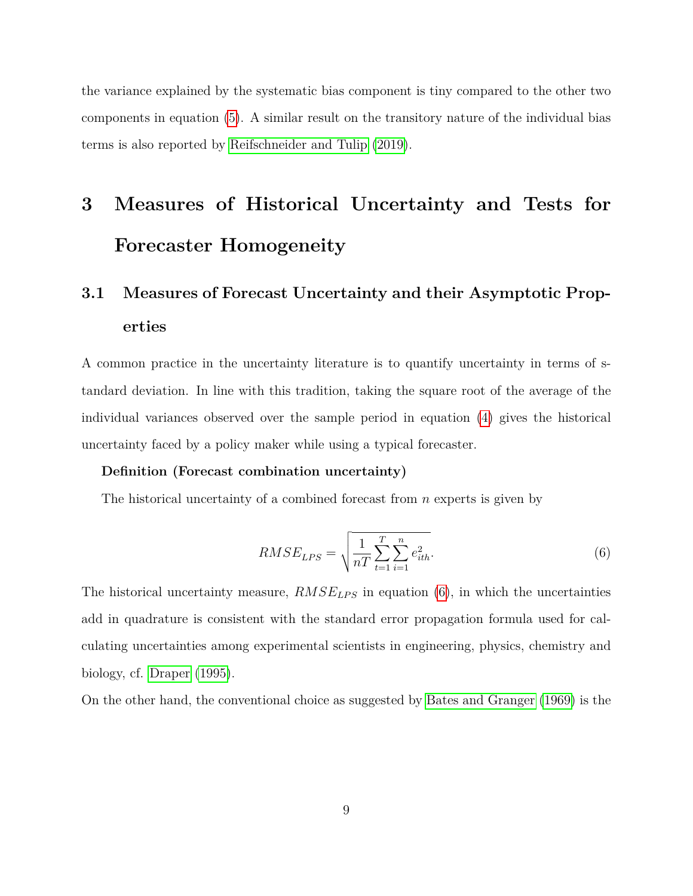the variance explained by the systematic bias component is tiny compared to the other two components in equation (5). A similar result on the transitory nature of the individual bias terms is also reported by Reifschneider and Tulip (2019).

# 3 Measures of Historical Uncertainty and Tests for Forecaster Homogeneity

## 3.1 Measures of Forecast Uncertainty and their Asymptotic Properties

A common practice in the uncertainty literature is to quantify uncertainty in terms of standard deviation. In line with this tradition, taking the square root of the average of the individual variances observed over the sample period in equation (4) gives the historical uncertainty faced by a policy maker while using a typical forecaster.

**Definition (Forecast combination uncertainty)**

The historical uncertainty of a combined forecast from $n$ experts is given by

$$RMSE_{LPS} = \sqrt{\frac{1}{nT}\sum_{t=1}^{T}\sum_{i=1}^{n} e_{ith}^2}. \tag{6}$$

The historical uncertainty measure, $RMSE_{LPS}$ in equation (6), in which the uncertainties add in quadrature is consistent with the standard error propagation formula used for calculating uncertainties among experimental scientists in engineering, physics, chemistry and biology, cf. Draper (1995).

On the other hand, the conventional choice as suggested by Bates and Granger (1969) is the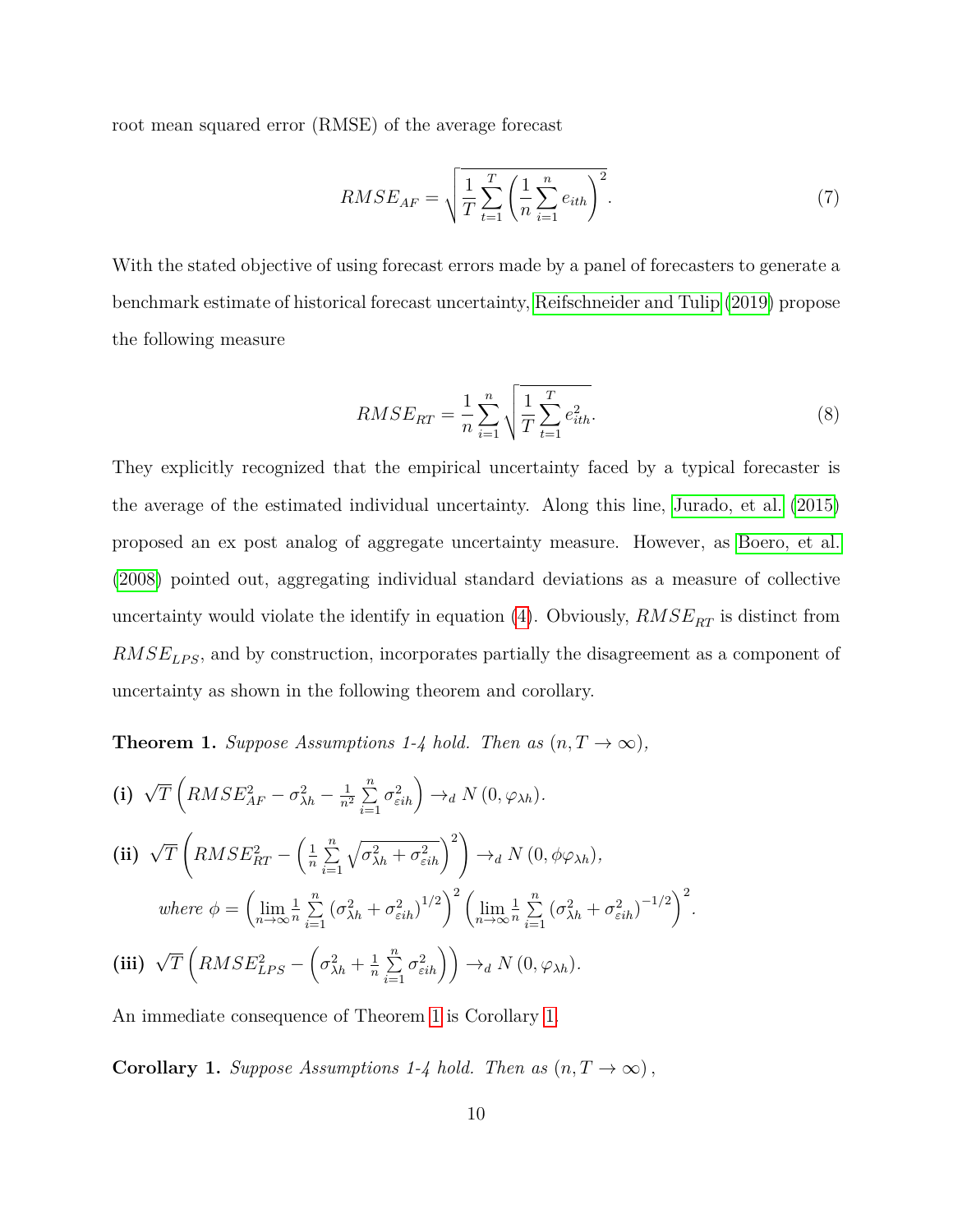root mean squared error (RMSE) of the average forecast

$$RMSE_{AF} = \sqrt{\frac{1}{T}\sum_{t=1}^{T}\left(\frac{1}{n}\sum_{i=1}^{n} e_{ith}\right)^2}. \tag{7}$$

With the stated objective of using forecast errors made by a panel of forecasters to generate a benchmark estimate of historical forecast uncertainty, Reifschneider and Tulip (2019) propose the following measure

$$RMSE_{RT} = \frac{1}{n}\sum_{i=1}^{n}\sqrt{\frac{1}{T}\sum_{t=1}^{T} e_{ith}^2}. \tag{8}$$

They explicitly recognized that the empirical uncertainty faced by a typical forecaster is the average of the estimated individual uncertainty. Along this line, Jurado, et al. (2015) proposed an ex post analog of aggregate uncertainty measure. However, as Boero, et al. (2008) pointed out, aggregating individual standard deviations as a measure of collective uncertainty would violate the identify in equation (4). Obviously, $RMSE_{RT}$ is distinct from $RMSE_{LPS}$, and by construction, incorporates partially the disagreement as a component of uncertainty as shown in the following theorem and corollary.

**Theorem 1.** *Suppose Assumptions 1-4 hold. Then as $(n, T \to \infty)$,*

**(i)** $\sqrt{T}\left(RMSE_{AF}^2 - \sigma_{\lambda h}^2 - \frac{1}{n^2}\sum_{i=1}^{n}\sigma_{\varepsilon ih}^2\right) \to_d N\left(0, \varphi_{\lambda h}\right)$.

**(ii)** $\sqrt{T}\left(RMSE_{RT}^2 - \left(\frac{1}{n}\sum_{i=1}^{n}\sqrt{\sigma_{\lambda h}^2 + \sigma_{\varepsilon ih}^2}\right)^2\right) \to_d N\left(0, \phi\varphi_{\lambda h}\right)$,

*where* $\phi = \left(\lim_{n\to\infty}\frac{1}{n}\sum_{i=1}^{n}\left(\sigma_{\lambda h}^2 + \sigma_{\varepsilon ih}^2\right)^{1/2}\right)^2\left(\lim_{n\to\infty}\frac{1}{n}\sum_{i=1}^{n}\left(\sigma_{\lambda h}^2 + \sigma_{\varepsilon ih}^2\right)^{-1/2}\right)^2$.

**(iii)** $\sqrt{T}\left(RMSE_{LPS}^2 - \left(\sigma_{\lambda h}^2 + \frac{1}{n}\sum_{i=1}^{n}\sigma_{\varepsilon ih}^2\right)\right) \to_d N\left(0, \varphi_{\lambda h}\right)$.

An immediate consequence of Theorem 1 is Corollary 1.

**Corollary 1.** *Suppose Assumptions 1-4 hold. Then as $(n, T \to \infty)$,*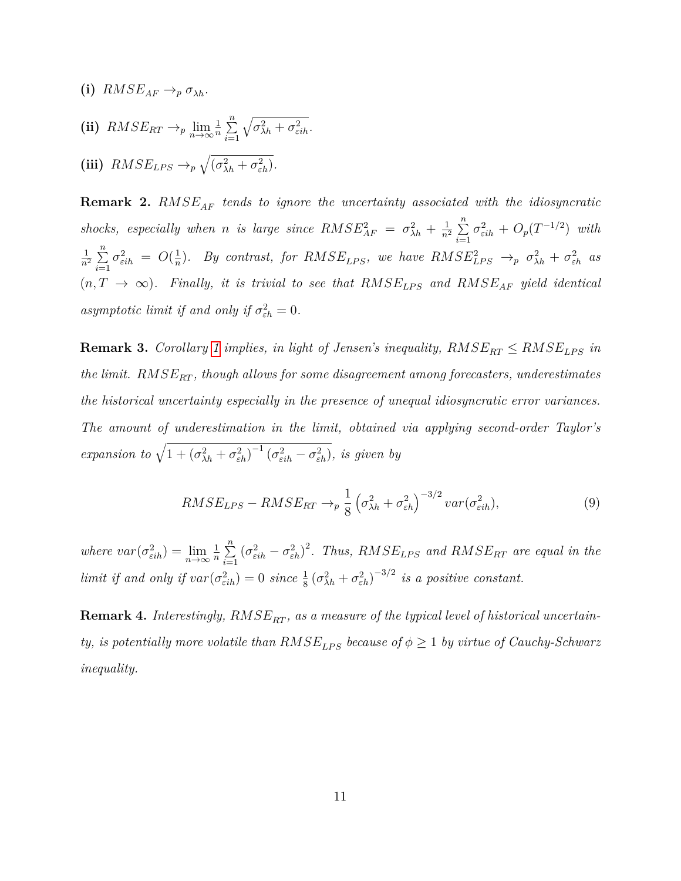**(i)** $RMSE_{AF} \to_p \sigma_{\lambda h}$.

**(ii)** $RMSE_{RT} \to_p \lim_{n\to\infty} \frac{1}{n} \sum_{i=1}^{n} \sqrt{\sigma_{\lambda h}^2 + \sigma_{\varepsilon ih}^2}$.

**(iii)** $RMSE_{LPS} \to_p \sqrt{(\sigma_{\lambda h}^2 + \sigma_{\varepsilon h}^2)}$.

**Remark 2.** *$RMSE_{AF}$ tends to ignore the uncertainty associated with the idiosyncratic shocks, especially when $n$ is large since $RMSE_{AF}^2 = \sigma_{\lambda h}^2 + \frac{1}{n^2} \sum_{i=1}^{n} \sigma_{\varepsilon ih}^2 + O_p(T^{-1/2})$ with $\frac{1}{n^2} \sum_{i=1}^{n} \sigma_{\varepsilon ih}^2 = O(\frac{1}{n})$. By contrast, for $RMSE_{LPS}$, we have $RMSE_{LPS}^2 \to_p \sigma_{\lambda h}^2 + \sigma_{\varepsilon h}^2$ as $(n, T \to \infty)$. Finally, it is trivial to see that $RMSE_{LPS}$ and $RMSE_{AF}$ yield identical asymptotic limit if and only if $\sigma_{\varepsilon h}^2 = 0$.*

**Remark 3.** *Corollary 1 implies, in light of Jensen's inequality, $RMSE_{RT} \leq RMSE_{LPS}$ in the limit. $RMSE_{RT}$, though allows for some disagreement among forecasters, underestimates the historical uncertainty especially in the presence of unequal idiosyncratic error variances. The amount of underestimation in the limit, obtained via applying second-order Taylor's expansion to $\sqrt{1 + (\sigma_{\lambda h}^2 + \sigma_{\varepsilon h}^2)^{-1} (\sigma_{\varepsilon ih}^2 - \sigma_{\varepsilon h}^2)}$, is given by*

$$RMSE_{LPS} - RMSE_{RT} \to_p \frac{1}{8} \left(\sigma_{\lambda h}^2 + \sigma_{\varepsilon h}^2\right)^{-3/2} var(\sigma_{\varepsilon ih}^2), \tag{9}$$

*where $var(\sigma_{\varepsilon ih}^2) = \lim_{n\to\infty} \frac{1}{n} \sum_{i=1}^{n} (\sigma_{\varepsilon ih}^2 - \sigma_{\varepsilon h}^2)^2$. Thus, $RMSE_{LPS}$ and $RMSE_{RT}$ are equal in the limit if and only if $var(\sigma_{\varepsilon ih}^2) = 0$ since $\frac{1}{8} (\sigma_{\lambda h}^2 + \sigma_{\varepsilon h}^2)^{-3/2}$ is a positive constant.*

**Remark 4.** *Interestingly, $RMSE_{RT}$, as a measure of the typical level of historical uncertainty, is potentially more volatile than $RMSE_{LPS}$ because of $\phi \geq 1$ by virtue of Cauchy-Schwarz inequality.*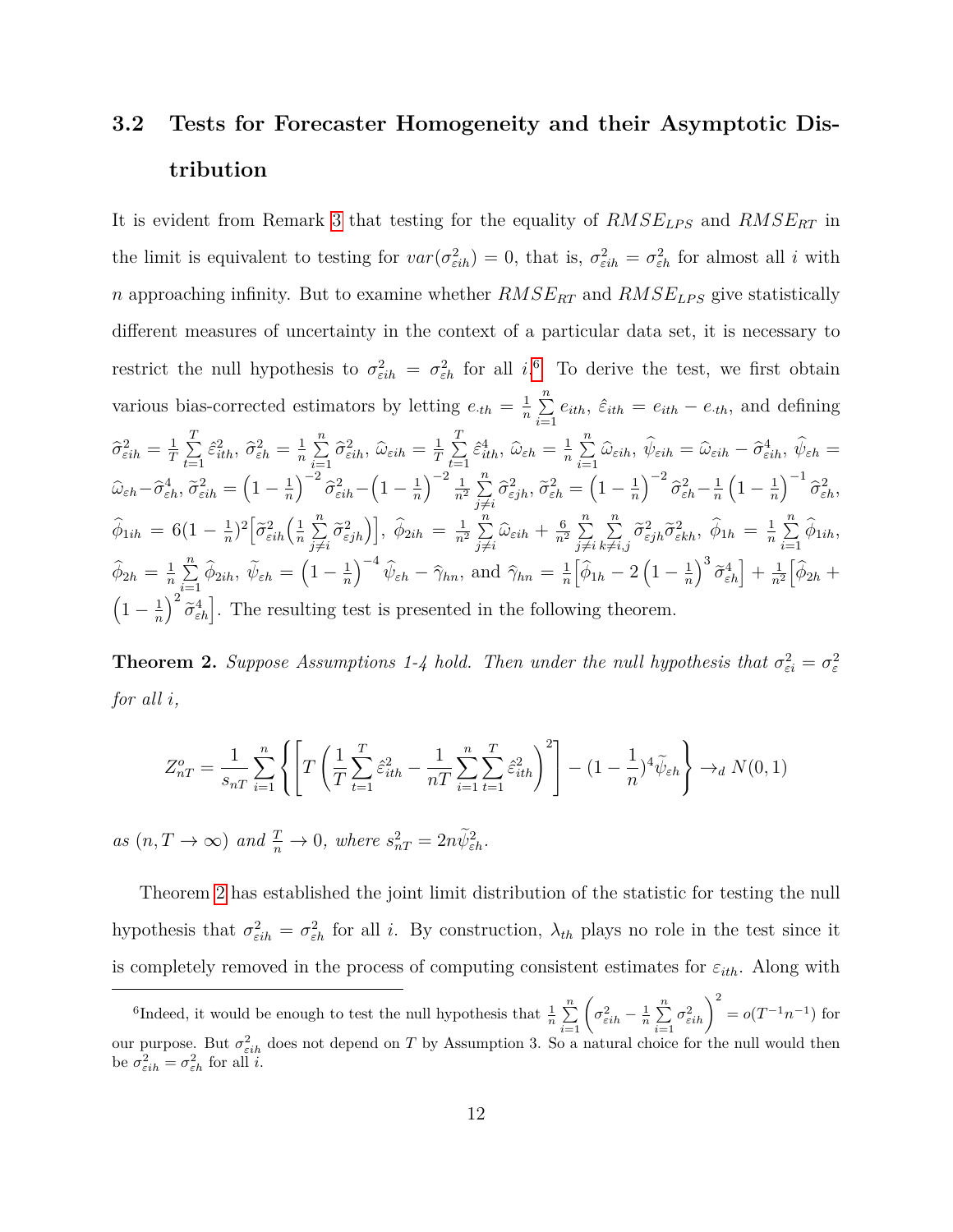### 3.2 Tests for Forecaster Homogeneity and their Asymptotic Distribution

It is evident from Remark 3 that testing for the equality of $RMSE_{LPS}$ and $RMSE_{RT}$ in the limit is equivalent to testing for $var(\sigma^2_{\varepsilon ih}) = 0$, that is, $\sigma^2_{\varepsilon ih} = \sigma^2_{\varepsilon h}$ for almost all $i$ with $n$ approaching infinity. But to examine whether $RMSE_{RT}$ and $RMSE_{LPS}$ give statistically different measures of uncertainty in the context of a particular data set, it is necessary to restrict the null hypothesis to $\sigma^2_{\varepsilon ih} = \sigma^2_{\varepsilon h}$ for all $i$.[6] To derive the test, we first obtain various bias-corrected estimators by letting $e_{\cdot th} = \frac{1}{n}\sum_{i=1}^{n} e_{ith}$, $\hat{\varepsilon}_{ith} = e_{ith} - e_{\cdot th}$, and defining $\widehat{\sigma}^2_{\varepsilon ih} = \frac{1}{T}\sum_{t=1}^{T}\hat{\varepsilon}^2_{ith}$, $\widehat{\sigma}^2_{\varepsilon h} = \frac{1}{n}\sum_{i=1}^{n}\widehat{\sigma}^2_{\varepsilon ih}$, $\widehat{\omega}_{\varepsilon ih} = \frac{1}{T}\sum_{t=1}^{T}\hat{\varepsilon}^4_{ith}$, $\widehat{\omega}_{\varepsilon h} = \frac{1}{n}\sum_{i=1}^{n}\widehat{\omega}_{\varepsilon ih}$, $\widehat{\psi}_{\varepsilon ih} = \widehat{\omega}_{\varepsilon ih} - \widehat{\sigma}^4_{\varepsilon ih}$, $\widehat{\psi}_{\varepsilon h} = \widehat{\omega}_{\varepsilon h} - \widehat{\sigma}^4_{\varepsilon h}$, $\widetilde{\sigma}^2_{\varepsilon ih} = \left(1-\frac{1}{n}\right)^{-2}\widehat{\sigma}^2_{\varepsilon ih} - \left(1-\frac{1}{n}\right)^{-2}\frac{1}{n^2}\sum_{j\neq i}^{n}\widehat{\sigma}^2_{\varepsilon jh}$, $\widetilde{\sigma}^2_{\varepsilon h} = \left(1-\frac{1}{n}\right)^{-2}\widehat{\sigma}^2_{\varepsilon h} - \frac{1}{n}\left(1-\frac{1}{n}\right)^{-1}\widehat{\sigma}^2_{\varepsilon h}$, $\widehat{\phi}_{1ih} = 6(1-\frac{1}{n})^2\Big[\widetilde{\sigma}^2_{\varepsilon ih}\Big(\frac{1}{n}\sum_{j\neq i}^{n}\widetilde{\sigma}^2_{\varepsilon jh}\Big)\Big]$, $\widehat{\phi}_{2ih} = \frac{1}{n^2}\sum_{j\neq i}^{n}\widehat{\omega}_{\varepsilon ih} + \frac{6}{n^2}\sum_{j\neq i}^{n}\sum_{k\neq i,j}^{n}\widetilde{\sigma}^2_{\varepsilon jh}\widetilde{\sigma}^2_{\varepsilon kh}$, $\widehat{\phi}_{1h} = \frac{1}{n}\sum_{i=1}^{n}\widehat{\phi}_{1ih}$, $\widehat{\phi}_{2h} = \frac{1}{n}\sum_{i=1}^{n}\widehat{\phi}_{2ih}$, $\widetilde{\psi}_{\varepsilon h} = \left(1-\frac{1}{n}\right)^{-4}\widehat{\psi}_{\varepsilon h} - \widehat{\gamma}_{hn}$, and $\widehat{\gamma}_{hn} = \frac{1}{n}\Big[\widehat{\phi}_{1h} - 2\left(1-\frac{1}{n}\right)^{3}\widetilde{\sigma}^4_{\varepsilon h}\Big] + \frac{1}{n^2}\Big[\widehat{\phi}_{2h} + \left(1-\frac{1}{n}\right)^{2}\widetilde{\sigma}^4_{\varepsilon h}\Big]$. The resulting test is presented in the following theorem.

**Theorem 2.** *Suppose Assumptions 1-4 hold. Then under the null hypothesis that $\sigma^2_{\varepsilon i} = \sigma^2_{\varepsilon}$ for all $i$,*

$$Z^o_{nT} = \frac{1}{s_{nT}}\sum_{i=1}^{n}\left\{\left[T\left(\frac{1}{T}\sum_{t=1}^{T}\hat{\varepsilon}^2_{ith} - \frac{1}{nT}\sum_{i=1}^{n}\sum_{t=1}^{T}\hat{\varepsilon}^2_{ith}\right)^2\right] - (1-\frac{1}{n})^4\widetilde{\psi}_{\varepsilon h}\right\} \to_d N(0,1)$$

*as $(n, T \to \infty)$ and $\frac{T}{n} \to 0$, where $s^2_{nT} = 2n\widetilde{\psi}^2_{\varepsilon h}$.*

Theorem 2 has established the joint limit distribution of the statistic for testing the null hypothesis that $\sigma^2_{\varepsilon ih} = \sigma^2_{\varepsilon h}$ for all $i$. By construction, $\lambda_{th}$ plays no role in the test since it is completely removed in the process of computing consistent estimates for $\varepsilon_{ith}$. Along with

---

[6] Indeed, it would be enough to test the null hypothesis that $\frac{1}{n}\sum_{i=1}^{n}\left(\sigma^2_{\varepsilon ih} - \frac{1}{n}\sum_{i=1}^{n}\sigma^2_{\varepsilon ih}\right)^2 = o(T^{-1}n^{-1})$ for our purpose. But $\sigma^2_{\varepsilon ih}$ does not depend on $T$ by Assumption 3. So a natural choice for the null would then be $\sigma^2_{\varepsilon ih} = \sigma^2_{\varepsilon h}$ for all $i$.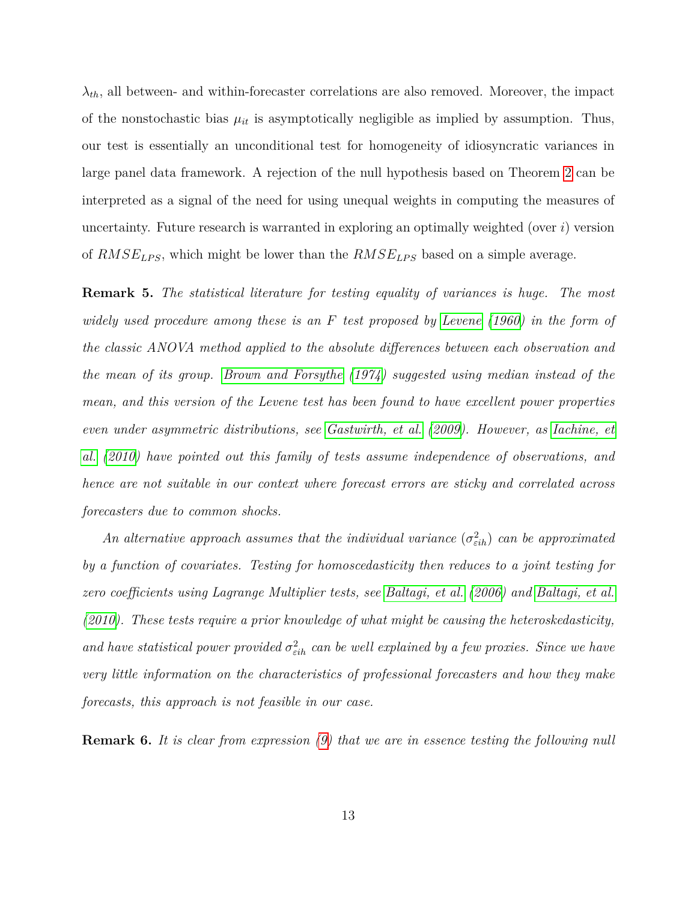$\lambda_{th}$, all between- and within-forecaster correlations are also removed. Moreover, the impact of the nonstochastic bias $\mu_{it}$ is asymptotically negligible as implied by assumption. Thus, our test is essentially an unconditional test for homogeneity of idiosyncratic variances in large panel data framework. A rejection of the null hypothesis based on Theorem 2 can be interpreted as a signal of the need for using unequal weights in computing the measures of uncertainty. Future research is warranted in exploring an optimally weighted (over $i$) version of $RMSE_{LPS}$, which might be lower than the $RMSE_{LPS}$ based on a simple average.

**Remark 5.** *The statistical literature for testing equality of variances is huge. The most widely used procedure among these is an $F$ test proposed by Levene (1960) in the form of the classic ANOVA method applied to the absolute differences between each observation and the mean of its group. Brown and Forsythe (1974) suggested using median instead of the mean, and this version of the Levene test has been found to have excellent power properties even under asymmetric distributions, see Gastwirth, et al. (2009). However, as Iachine, et al. (2010) have pointed out this family of tests assume independence of observations, and hence are not suitable in our context where forecast errors are sticky and correlated across forecasters due to common shocks.*

*An alternative approach assumes that the individual variance ($\sigma^2_{\varepsilon ih}$) can be approximated by a function of covariates. Testing for homoscedasticity then reduces to a joint testing for zero coefficients using Lagrange Multiplier tests, see Baltagi, et al. (2006) and Baltagi, et al. (2010). These tests require a prior knowledge of what might be causing the heteroskedasticity, and have statistical power provided $\sigma^2_{\varepsilon ih}$ can be well explained by a few proxies. Since we have very little information on the characteristics of professional forecasters and how they make forecasts, this approach is not feasible in our case.*

**Remark 6.** *It is clear from expression (9) that we are in essence testing the following null*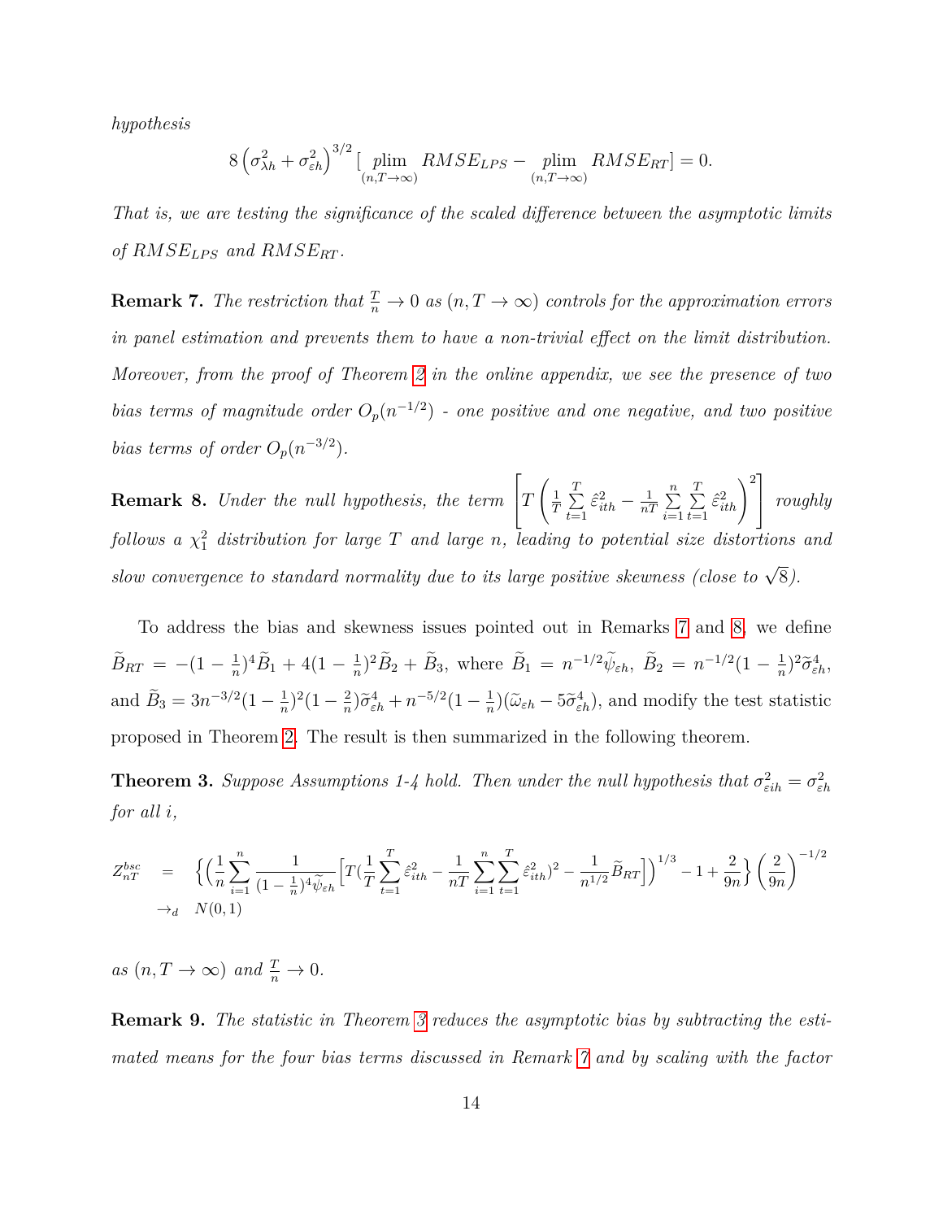*hypothesis*

$$8\left(\sigma_{\lambda h}^2+\sigma_{\varepsilon h}^2\right)^{3/2}[\underset{(n,T\to\infty)}{\text{plim}} RMSE_{LPS}-\underset{(n,T\to\infty)}{\text{plim}} RMSE_{RT}]=0.$$

*That is, we are testing the significance of the scaled difference between the asymptotic limits of $RMSE_{LPS}$ and $RMSE_{RT}$.*

**Remark 7.** *The restriction that $\frac{T}{n}\to 0$ as $(n,T\to\infty)$ controls for the approximation errors in panel estimation and prevents them to have a non-trivial effect on the limit distribution. Moreover, from the proof of Theorem 2 in the online appendix, we see the presence of two bias terms of magnitude order $O_p(n^{-1/2})$ - one positive and one negative, and two positive bias terms of order $O_p(n^{-3/2})$.*

**Remark 8.** *Under the null hypothesis, the term $\left[T\left(\frac{1}{T}\sum_{t=1}^{T}\hat{\varepsilon}_{ith}^2-\frac{1}{nT}\sum_{i=1}^{n}\sum_{t=1}^{T}\hat{\varepsilon}_{ith}^2\right)^2\right]$ roughly follows a $\chi_1^2$ distribution for large $T$ and large $n$, leading to potential size distortions and slow convergence to standard normality due to its large positive skewness (close to $\sqrt{8}$).*

To address the bias and skewness issues pointed out in Remarks 7 and 8, we define $\widetilde{B}_{RT}=-(1-\frac{1}{n})^4\widetilde{B}_1+4(1-\frac{1}{n})^2\widetilde{B}_2+\widetilde{B}_3$, where $\widetilde{B}_1=n^{-1/2}\widetilde{\psi}_{\varepsilon h}$, $\widetilde{B}_2=n^{-1/2}(1-\frac{1}{n})^2\widetilde{\sigma}_{\varepsilon h}^4$, and $\widetilde{B}_3=3n^{-3/2}(1-\frac{1}{n})^2(1-\frac{2}{n})\widetilde{\sigma}_{\varepsilon h}^4+n^{-5/2}(1-\frac{1}{n})(\widetilde{\omega}_{\varepsilon h}-5\widetilde{\sigma}_{\varepsilon h}^4)$, and modify the test statistic proposed in Theorem 2. The result is then summarized in the following theorem.

**Theorem 3.** *Suppose Assumptions 1-4 hold. Then under the null hypothesis that $\sigma_{\varepsilon ih}^2=\sigma_{\varepsilon h}^2$ for all $i$,*

$$\begin{aligned} Z_{nT}^{bsc} &= \left\{\Big(\frac{1}{n}\sum_{i=1}^{n}\frac{1}{(1-\frac{1}{n})^4\widetilde{\psi}_{\varepsilon h}}\Big[T(\frac{1}{T}\sum_{t=1}^{T}\hat{\varepsilon}_{ith}^2-\frac{1}{nT}\sum_{i=1}^{n}\sum_{t=1}^{T}\hat{\varepsilon}_{ith}^2)^2-\frac{1}{n^{1/2}}\widetilde{B}_{RT}\Big]\Big)^{1/3}-1+\frac{2}{9n}\right\}\left(\frac{2}{9n}\right)^{-1/2} \\ &\to_d N(0,1) \end{aligned}$$

*as $(n,T\to\infty)$ and $\frac{T}{n}\to 0$.*

**Remark 9.** *The statistic in Theorem 3 reduces the asymptotic bias by subtracting the estimated means for the four bias terms discussed in Remark 7 and by scaling with the factor*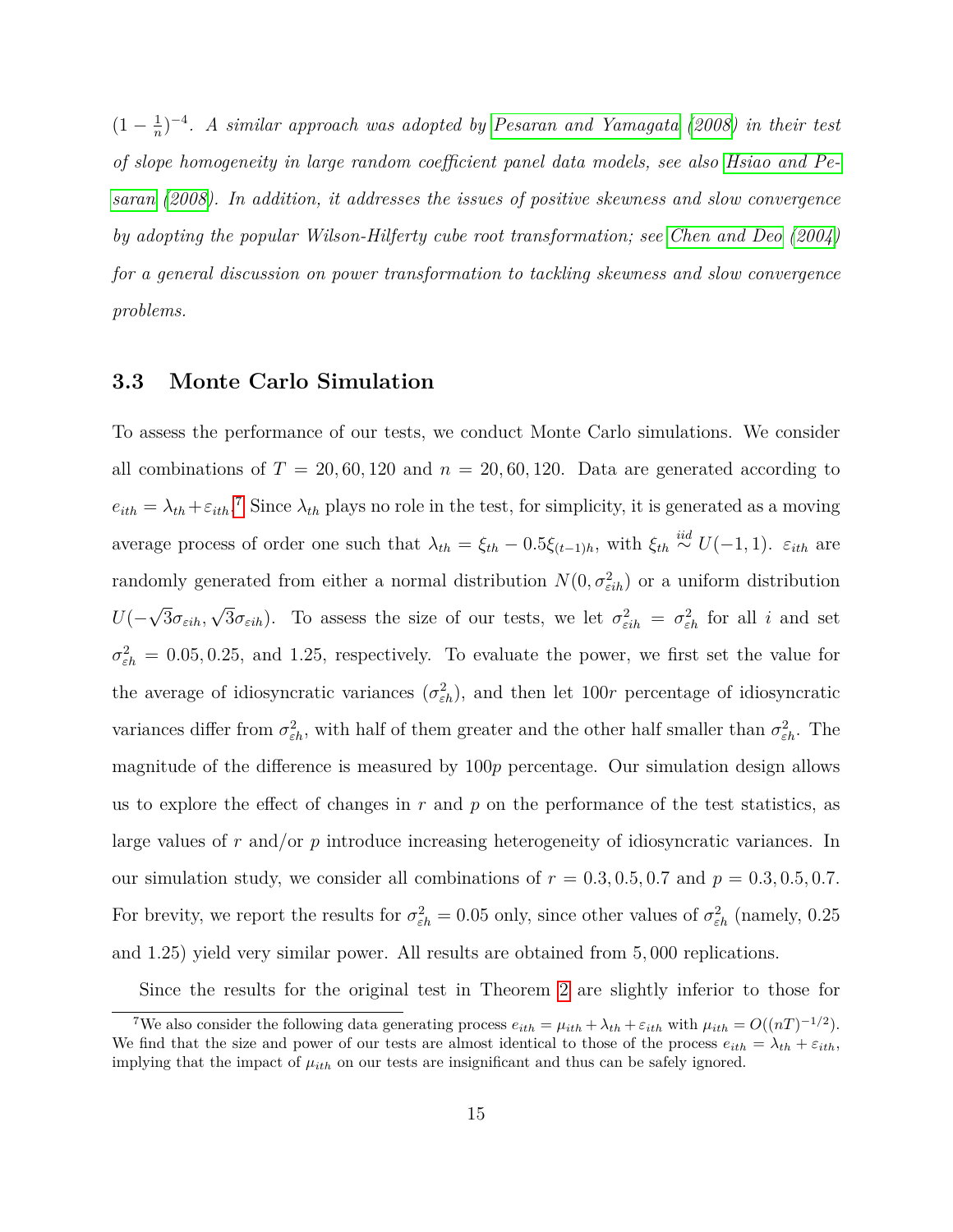$(1 - \frac{1}{n})^{-4}$. *A similar approach was adopted by Pesaran and Yamagata (2008) in their test of slope homogeneity in large random coefficient panel data models, see also Hsiao and Pesaran (2008). In addition, it addresses the issues of positive skewness and slow convergence by adopting the popular Wilson-Hilferty cube root transformation; see Chen and Deo (2004) for a general discussion on power transformation to tackling skewness and slow convergence problems.*

### 3.3 Monte Carlo Simulation

To assess the performance of our tests, we conduct Monte Carlo simulations. We consider all combinations of $T = 20, 60, 120$ and $n = 20, 60, 120$. Data are generated according to $e_{ith} = \lambda_{th} + \varepsilon_{ith}$.[7] Since $\lambda_{th}$ plays no role in the test, for simplicity, it is generated as a moving average process of order one such that $\lambda_{th} = \xi_{th} - 0.5\xi_{(t-1)h}$, with $\xi_{th} \overset{iid}{\sim} U(-1, 1)$. $\varepsilon_{ith}$ are randomly generated from either a normal distribution $N(0, \sigma^2_{\varepsilon ih})$ or a uniform distribution $U(-\sqrt{3}\sigma_{\varepsilon ih}, \sqrt{3}\sigma_{\varepsilon ih})$. To assess the size of our tests, we let $\sigma^2_{\varepsilon ih} = \sigma^2_{\varepsilon h}$ for all $i$ and set $\sigma^2_{\varepsilon h} = 0.05, 0.25$, and $1.25$, respectively. To evaluate the power, we first set the value for the average of idiosyncratic variances ($\sigma^2_{\varepsilon h}$), and then let $100r$ percentage of idiosyncratic variances differ from $\sigma^2_{\varepsilon h}$, with half of them greater and the other half smaller than $\sigma^2_{\varepsilon h}$. The magnitude of the difference is measured by $100p$ percentage. Our simulation design allows us to explore the effect of changes in $r$ and $p$ on the performance of the test statistics, as large values of $r$ and/or $p$ introduce increasing heterogeneity of idiosyncratic variances. In our simulation study, we consider all combinations of $r = 0.3, 0.5, 0.7$ and $p = 0.3, 0.5, 0.7$. For brevity, we report the results for $\sigma^2_{\varepsilon h} = 0.05$ only, since other values of $\sigma^2_{\varepsilon h}$ (namely, 0.25 and 1.25) yield very similar power. All results are obtained from $5,000$ replications.

Since the results for the original test in Theorem 2 are slightly inferior to those for

[7] We also consider the following data generating process $e_{ith} = \mu_{ith} + \lambda_{th} + \varepsilon_{ith}$ with $\mu_{ith} = O((nT)^{-1/2})$. We find that the size and power of our tests are almost identical to those of the process $e_{ith} = \lambda_{th} + \varepsilon_{ith}$, implying that the impact of $\mu_{ith}$ on our tests are insignificant and thus can be safely ignored.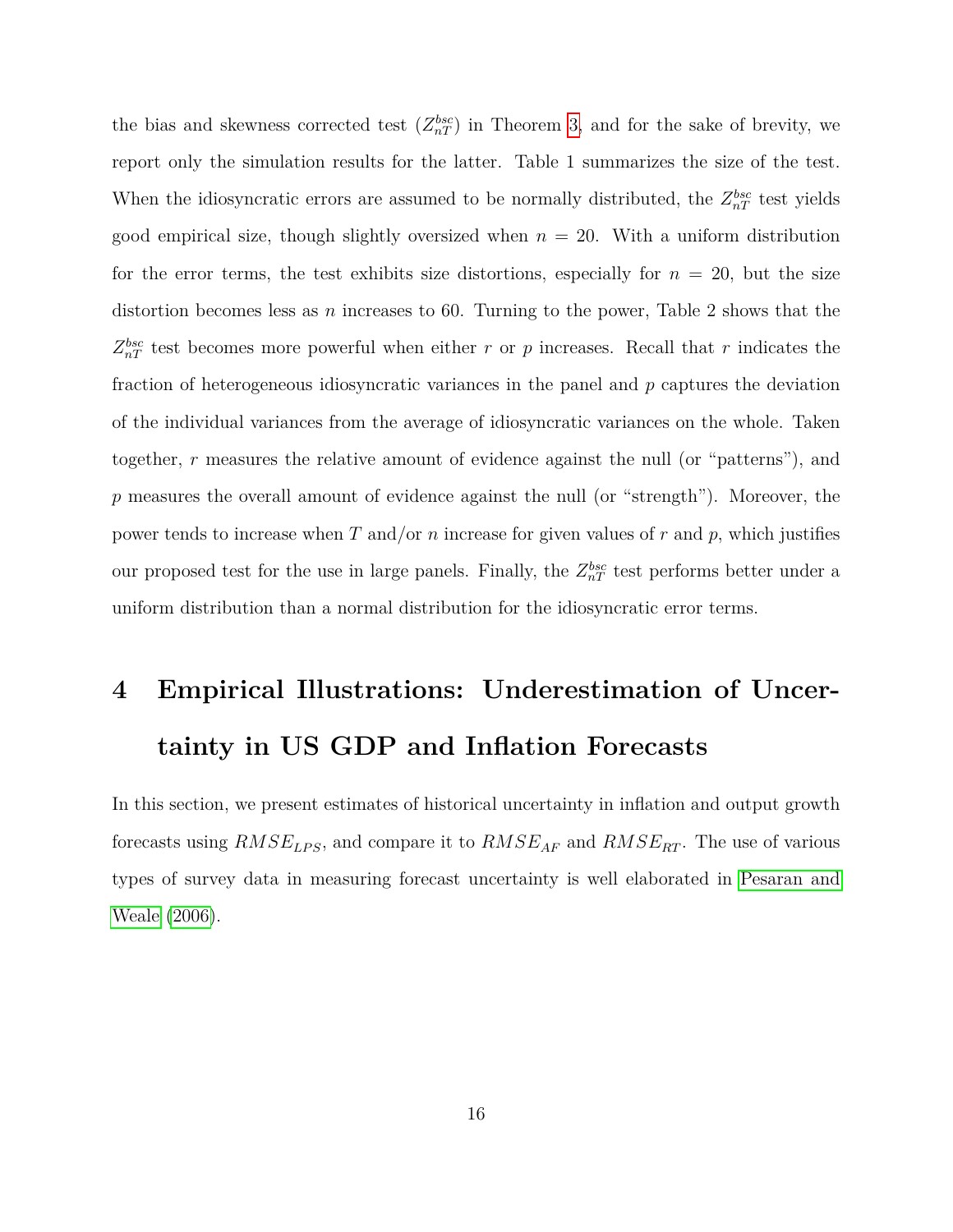the bias and skewness corrected test ($Z_{nT}^{bsc}$) in Theorem 3, and for the sake of brevity, we report only the simulation results for the latter. Table 1 summarizes the size of the test. When the idiosyncratic errors are assumed to be normally distributed, the $Z_{nT}^{bsc}$ test yields good empirical size, though slightly oversized when $n = 20$. With a uniform distribution for the error terms, the test exhibits size distortions, especially for $n = 20$, but the size distortion becomes less as $n$ increases to 60. Turning to the power, Table 2 shows that the $Z_{nT}^{bsc}$ test becomes more powerful when either $r$ or $p$ increases. Recall that $r$ indicates the fraction of heterogeneous idiosyncratic variances in the panel and $p$ captures the deviation of the individual variances from the average of idiosyncratic variances on the whole. Taken together, $r$ measures the relative amount of evidence against the null (or "patterns"), and $p$ measures the overall amount of evidence against the null (or "strength"). Moreover, the power tends to increase when $T$ and/or $n$ increase for given values of $r$ and $p$, which justifies our proposed test for the use in large panels. Finally, the $Z_{nT}^{bsc}$ test performs better under a uniform distribution than a normal distribution for the idiosyncratic error terms.

# 4 Empirical Illustrations: Underestimation of Uncertainty in US GDP and Inflation Forecasts

In this section, we present estimates of historical uncertainty in inflation and output growth forecasts using $RMSE_{LPS}$, and compare it to $RMSE_{AF}$ and $RMSE_{RT}$. The use of various types of survey data in measuring forecast uncertainty is well elaborated in Pesaran and Weale (2006).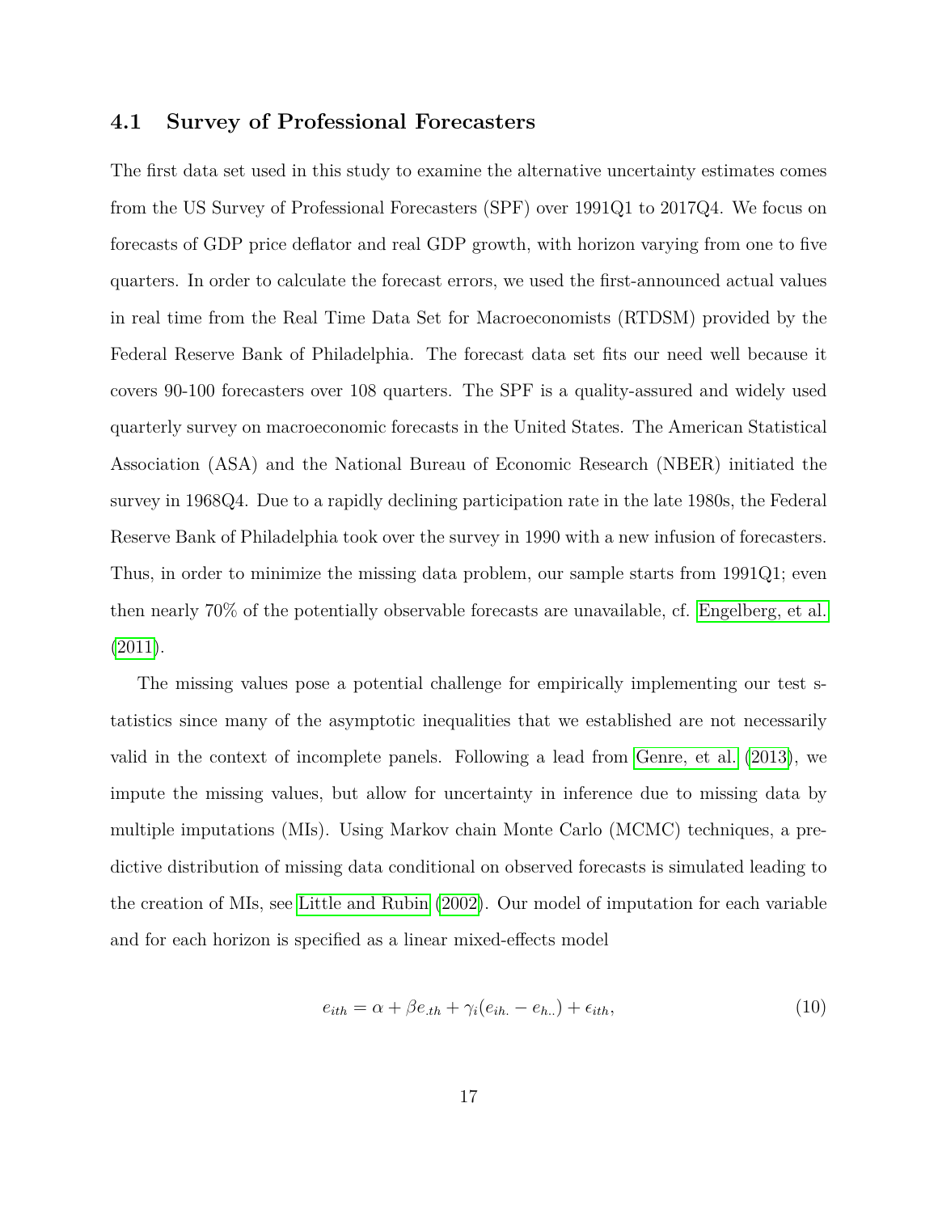### 4.1 Survey of Professional Forecasters

The first data set used in this study to examine the alternative uncertainty estimates comes from the US Survey of Professional Forecasters (SPF) over 1991Q1 to 2017Q4. We focus on forecasts of GDP price deflator and real GDP growth, with horizon varying from one to five quarters. In order to calculate the forecast errors, we used the first-announced actual values in real time from the Real Time Data Set for Macroeconomists (RTDSM) provided by the Federal Reserve Bank of Philadelphia. The forecast data set fits our need well because it covers 90-100 forecasters over 108 quarters. The SPF is a quality-assured and widely used quarterly survey on macroeconomic forecasts in the United States. The American Statistical Association (ASA) and the National Bureau of Economic Research (NBER) initiated the survey in 1968Q4. Due to a rapidly declining participation rate in the late 1980s, the Federal Reserve Bank of Philadelphia took over the survey in 1990 with a new infusion of forecasters. Thus, in order to minimize the missing data problem, our sample starts from 1991Q1; even then nearly 70% of the potentially observable forecasts are unavailable, cf. Engelberg, et al. (2011).

The missing values pose a potential challenge for empirically implementing our test statistics since many of the asymptotic inequalities that we established are not necessarily valid in the context of incomplete panels. Following a lead from Genre, et al. (2013), we impute the missing values, but allow for uncertainty in inference due to missing data by multiple imputations (MIs). Using Markov chain Monte Carlo (MCMC) techniques, a predictive distribution of missing data conditional on observed forecasts is simulated leading to the creation of MIs, see Little and Rubin (2002). Our model of imputation for each variable and for each horizon is specified as a linear mixed-effects model

$$e_{ith} = \alpha + \beta e_{.th} + \gamma_i (e_{ih.} - e_{h..}) + \epsilon_{ith}, \tag{10}$$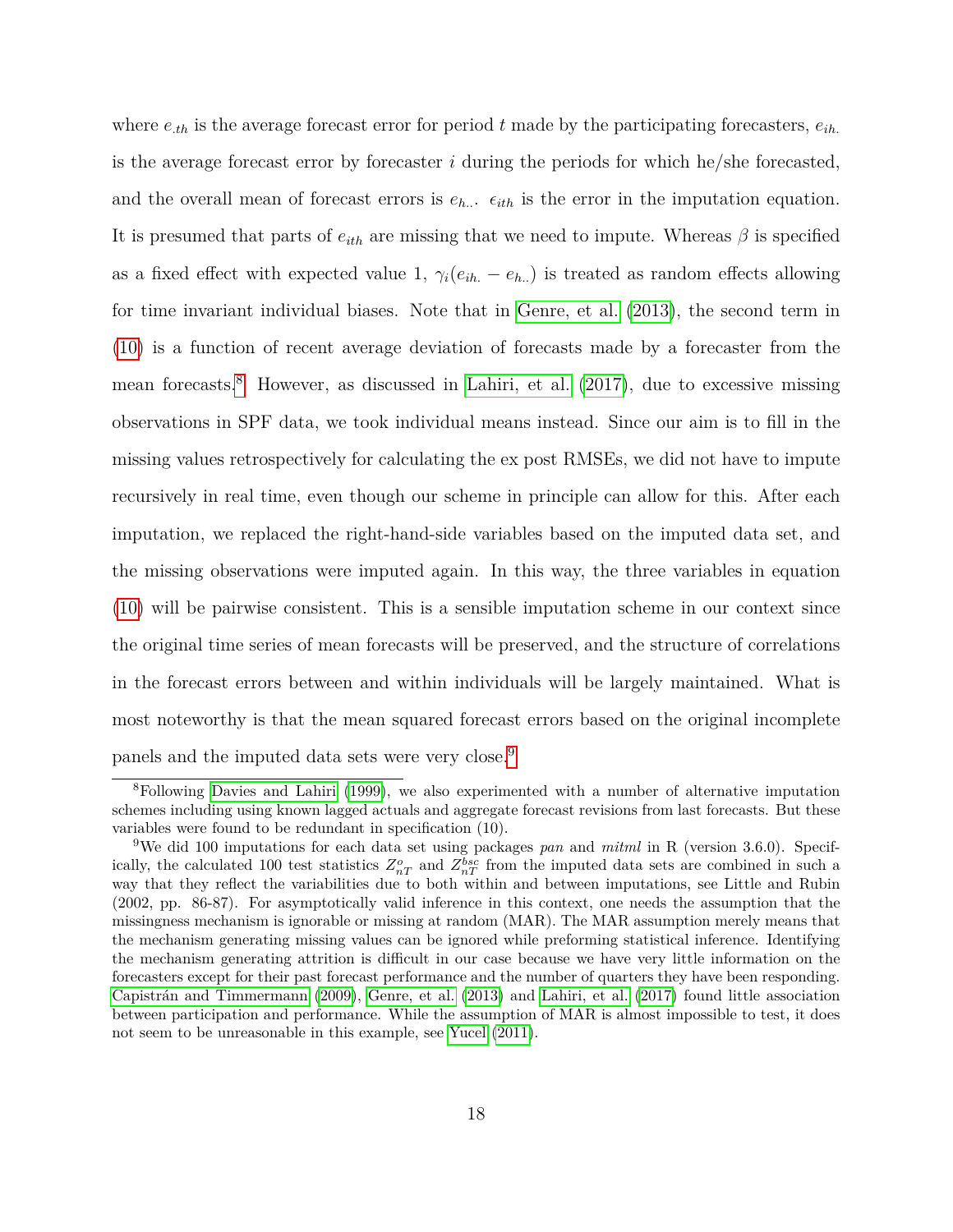where $e_{.th}$ is the average forecast error for period $t$ made by the participating forecasters, $e_{ih.}$ is the average forecast error by forecaster $i$ during the periods for which he/she forecasted, and the overall mean of forecast errors is $e_{h..}$. $\epsilon_{ith}$ is the error in the imputation equation. It is presumed that parts of $e_{ith}$ are missing that we need to impute. Whereas $\beta$ is specified as a fixed effect with expected value 1, $\gamma_i(e_{ih.} - e_{h..})$ is treated as random effects allowing for time invariant individual biases. Note that in Genre, et al. (2013), the second term in (10) is a function of recent average deviation of forecasts made by a forecaster from the mean forecasts.[8] However, as discussed in Lahiri, et al. (2017), due to excessive missing observations in SPF data, we took individual means instead. Since our aim is to fill in the missing values retrospectively for calculating the ex post RMSEs, we did not have to impute recursively in real time, even though our scheme in principle can allow for this. After each imputation, we replaced the right-hand-side variables based on the imputed data set, and the missing observations were imputed again. In this way, the three variables in equation (10) will be pairwise consistent. This is a sensible imputation scheme in our context since the original time series of mean forecasts will be preserved, and the structure of correlations in the forecast errors between and within individuals will be largely maintained. What is most noteworthy is that the mean squared forecast errors based on the original incomplete panels and the imputed data sets were very close.[9]

---

[8] Following Davies and Lahiri (1999), we also experimented with a number of alternative imputation schemes including using known lagged actuals and aggregate forecast revisions from last forecasts. But these variables were found to be redundant in specification (10).

[9] We did 100 imputations for each data set using packages *pan* and *mitml* in R (version 3.6.0). Specifically, the calculated 100 test statistics $Z^{o}_{nT}$ and $Z^{bsc}_{nT}$ from the imputed data sets are combined in such a way that they reflect the variabilities due to both within and between imputations, see Little and Rubin (2002, pp. 86-87). For asymptotically valid inference in this context, one needs the assumption that the missingness mechanism is ignorable or missing at random (MAR). The MAR assumption merely means that the mechanism generating missing values can be ignored while preforming statistical inference. Identifying the mechanism generating attrition is difficult in our case because we have very little information on the forecasters except for their past forecast performance and the number of quarters they have been responding. Capistrán and Timmermann (2009), Genre, et al. (2013) and Lahiri, et al. (2017) found little association between participation and performance. While the assumption of MAR is almost impossible to test, it does not seem to be unreasonable in this example, see Yucel (2011).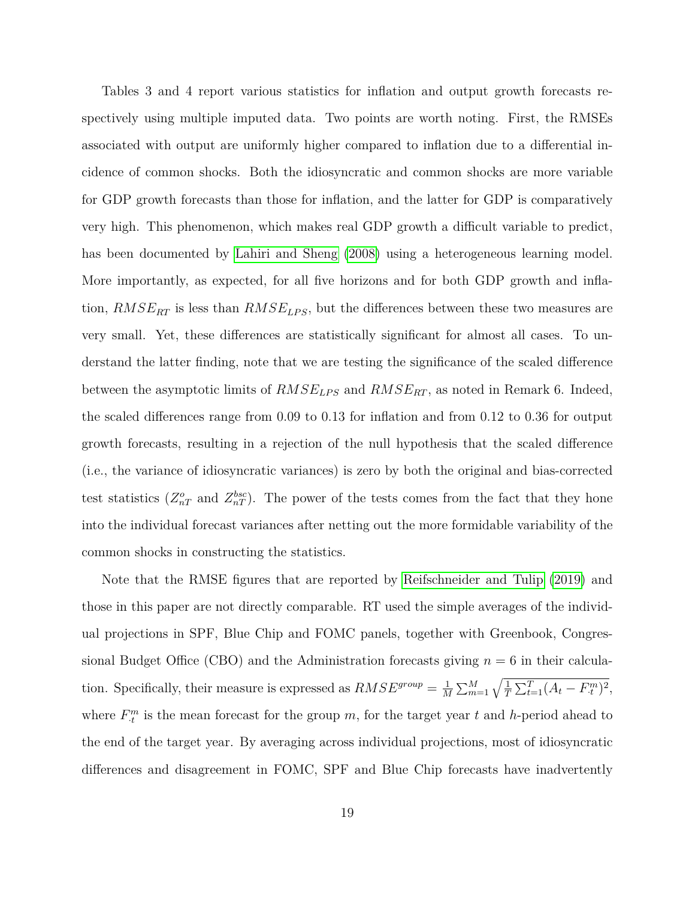Tables 3 and 4 report various statistics for inflation and output growth forecasts respectively using multiple imputed data. Two points are worth noting. First, the RMSEs associated with output are uniformly higher compared to inflation due to a differential incidence of common shocks. Both the idiosyncratic and common shocks are more variable for GDP growth forecasts than those for inflation, and the latter for GDP is comparatively very high. This phenomenon, which makes real GDP growth a difficult variable to predict, has been documented by Lahiri and Sheng (2008) using a heterogeneous learning model. More importantly, as expected, for all five horizons and for both GDP growth and inflation, $RMSE_{RT}$ is less than $RMSE_{LPS}$, but the differences between these two measures are very small. Yet, these differences are statistically significant for almost all cases. To understand the latter finding, note that we are testing the significance of the scaled difference between the asymptotic limits of $RMSE_{LPS}$ and $RMSE_{RT}$, as noted in Remark 6. Indeed, the scaled differences range from 0.09 to 0.13 for inflation and from 0.12 to 0.36 for output growth forecasts, resulting in a rejection of the null hypothesis that the scaled difference (i.e., the variance of idiosyncratic variances) is zero by both the original and bias-corrected test statistics ($Z^{o}_{nT}$ and $Z^{bsc}_{nT}$). The power of the tests comes from the fact that they hone into the individual forecast variances after netting out the more formidable variability of the common shocks in constructing the statistics.

Note that the RMSE figures that are reported by Reifschneider and Tulip (2019) and those in this paper are not directly comparable. RT used the simple averages of the individual projections in SPF, Blue Chip and FOMC panels, together with Greenbook, Congressional Budget Office (CBO) and the Administration forecasts giving $n = 6$ in their calculation. Specifically, their measure is expressed as $RMSE^{group} = \frac{1}{M}\sum_{m=1}^{M}\sqrt{\frac{1}{T}\sum_{t=1}^{T}(A_t - F^{m}_{\cdot t})^2}$, where $F^{m}_{\cdot t}$ is the mean forecast for the group $m$, for the target year $t$ and $h$-period ahead to the end of the target year. By averaging across individual projections, most of idiosyncratic differences and disagreement in FOMC, SPF and Blue Chip forecasts have inadvertently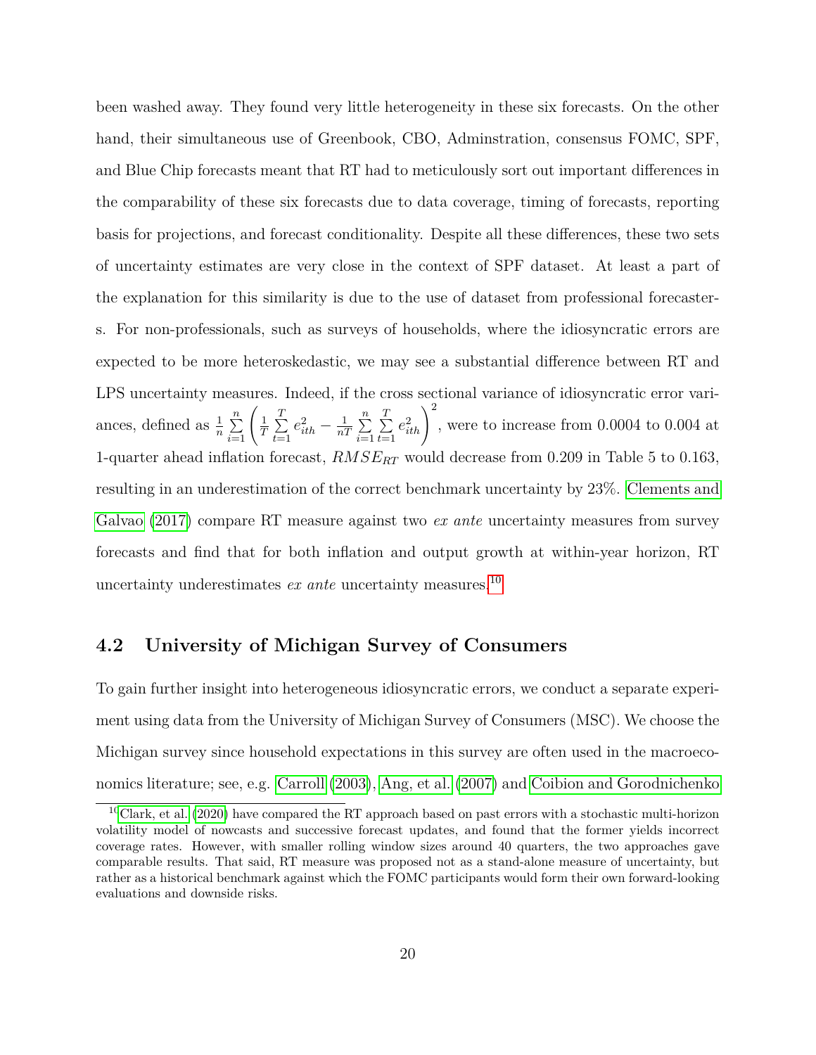been washed away. They found very little heterogeneity in these six forecasts. On the other hand, their simultaneous use of Greenbook, CBO, Adminstration, consensus FOMC, SPF, and Blue Chip forecasts meant that RT had to meticulously sort out important differences in the comparability of these six forecasts due to data coverage, timing of forecasts, reporting basis for projections, and forecast conditionality. Despite all these differences, these two sets of uncertainty estimates are very close in the context of SPF dataset. At least a part of the explanation for this similarity is due to the use of dataset from professional forecasters. For non-professionals, such as surveys of households, where the idiosyncratic errors are expected to be more heteroskedastic, we may see a substantial difference between RT and LPS uncertainty measures. Indeed, if the cross sectional variance of idiosyncratic error variances, defined as $\frac{1}{n}\sum_{i=1}^{n}\left(\frac{1}{T}\sum_{t=1}^{T}e_{ith}^{2}-\frac{1}{nT}\sum_{i=1}^{n}\sum_{t=1}^{T}e_{ith}^{2}\right)^{2}$, were to increase from 0.0004 to 0.004 at 1-quarter ahead inflation forecast, $RMSE_{RT}$ would decrease from 0.209 in Table 5 to 0.163, resulting in an underestimation of the correct benchmark uncertainty by 23%. Clements and Galvao (2017) compare RT measure against two *ex ante* uncertainty measures from survey forecasts and find that for both inflation and output growth at within-year horizon, RT uncertainty underestimates *ex ante* uncertainty measures.[10]

## 4.2 University of Michigan Survey of Consumers

To gain further insight into heterogeneous idiosyncratic errors, we conduct a separate experiment using data from the University of Michigan Survey of Consumers (MSC). We choose the Michigan survey since household expectations in this survey are often used in the macroeconomics literature; see, e.g. Carroll (2003), Ang, et al. (2007) and Coibion and Gorodnichenko

[10] Clark, et al. (2020) have compared the RT approach based on past errors with a stochastic multi-horizon volatility model of nowcasts and successive forecast updates, and found that the former yields incorrect coverage rates. However, with smaller rolling window sizes around 40 quarters, the two approaches gave comparable results. That said, RT measure was proposed not as a stand-alone measure of uncertainty, but rather as a historical benchmark against which the FOMC participants would form their own forward-looking evaluations and downside risks.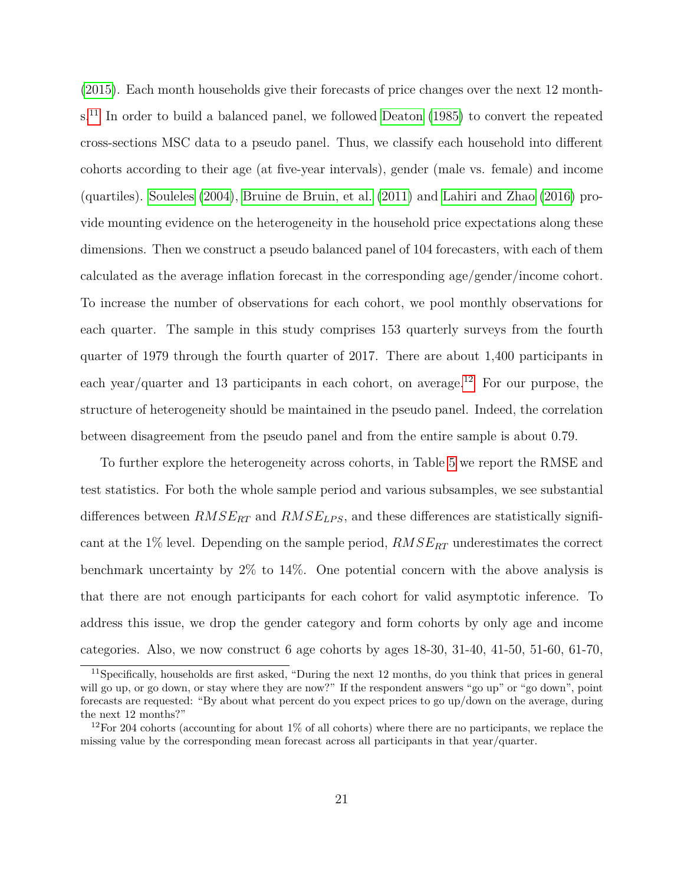(2015). Each month households give their forecasts of price changes over the next 12 months.[11] In order to build a balanced panel, we followed Deaton (1985) to convert the repeated cross-sections MSC data to a pseudo panel. Thus, we classify each household into different cohorts according to their age (at five-year intervals), gender (male vs. female) and income (quartiles). Souleles (2004), Bruine de Bruin, et al. (2011) and Lahiri and Zhao (2016) provide mounting evidence on the heterogeneity in the household price expectations along these dimensions. Then we construct a pseudo balanced panel of 104 forecasters, with each of them calculated as the average inflation forecast in the corresponding age/gender/income cohort. To increase the number of observations for each cohort, we pool monthly observations for each quarter. The sample in this study comprises 153 quarterly surveys from the fourth quarter of 1979 through the fourth quarter of 2017. There are about 1,400 participants in each year/quarter and 13 participants in each cohort, on average.[12] For our purpose, the structure of heterogeneity should be maintained in the pseudo panel. Indeed, the correlation between disagreement from the pseudo panel and from the entire sample is about 0.79.

To further explore the heterogeneity across cohorts, in Table 5 we report the RMSE and test statistics. For both the whole sample period and various subsamples, we see substantial differences between $RMSE_{RT}$ and $RMSE_{LPS}$, and these differences are statistically significant at the 1% level. Depending on the sample period, $RMSE_{RT}$ underestimates the correct benchmark uncertainty by 2% to 14%. One potential concern with the above analysis is that there are not enough participants for each cohort for valid asymptotic inference. To address this issue, we drop the gender category and form cohorts by only age and income categories. Also, we now construct 6 age cohorts by ages 18-30, 31-40, 41-50, 51-60, 61-70,

[11] Specifically, households are first asked, "During the next 12 months, do you think that prices in general will go up, or go down, or stay where they are now?" If the respondent answers "go up" or "go down", point forecasts are requested: "By about what percent do you expect prices to go up/down on the average, during the next 12 months?"

[12] For 204 cohorts (accounting for about 1% of all cohorts) where there are no participants, we replace the missing value by the corresponding mean forecast across all participants in that year/quarter.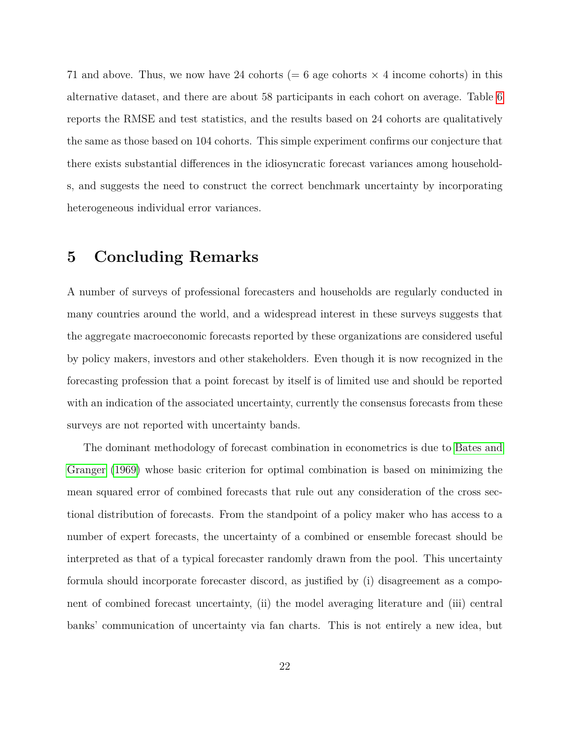71 and above. Thus, we now have 24 cohorts (= 6 age cohorts × 4 income cohorts) in this alternative dataset, and there are about 58 participants in each cohort on average. Table 6 reports the RMSE and test statistics, and the results based on 24 cohorts are qualitatively the same as those based on 104 cohorts. This simple experiment confirms our conjecture that there exists substantial differences in the idiosyncratic forecast variances among households, and suggests the need to construct the correct benchmark uncertainty by incorporating heterogeneous individual error variances.

# 5 Concluding Remarks

A number of surveys of professional forecasters and households are regularly conducted in many countries around the world, and a widespread interest in these surveys suggests that the aggregate macroeconomic forecasts reported by these organizations are considered useful by policy makers, investors and other stakeholders. Even though it is now recognized in the forecasting profession that a point forecast by itself is of limited use and should be reported with an indication of the associated uncertainty, currently the consensus forecasts from these surveys are not reported with uncertainty bands.

The dominant methodology of forecast combination in econometrics is due to Bates and Granger (1969) whose basic criterion for optimal combination is based on minimizing the mean squared error of combined forecasts that rule out any consideration of the cross sectional distribution of forecasts. From the standpoint of a policy maker who has access to a number of expert forecasts, the uncertainty of a combined or ensemble forecast should be interpreted as that of a typical forecaster randomly drawn from the pool. This uncertainty formula should incorporate forecaster discord, as justified by (i) disagreement as a component of combined forecast uncertainty, (ii) the model averaging literature and (iii) central banks' communication of uncertainty via fan charts. This is not entirely a new idea, but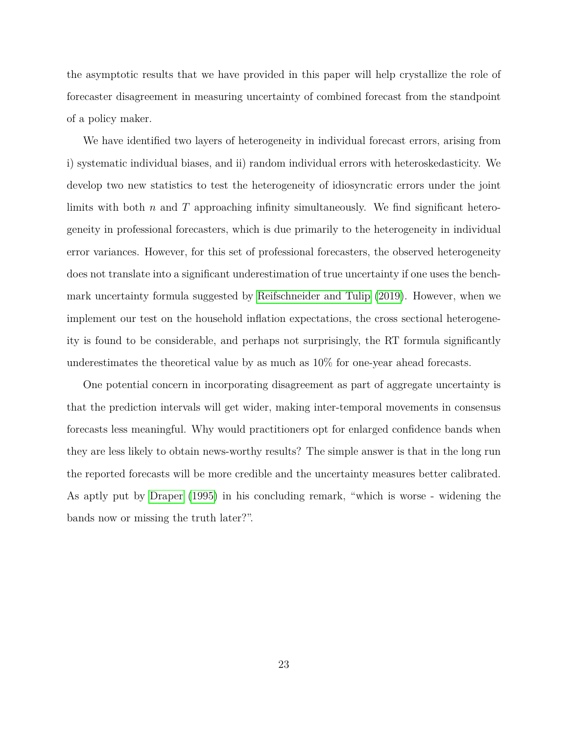the asymptotic results that we have provided in this paper will help crystallize the role of forecaster disagreement in measuring uncertainty of combined forecast from the standpoint of a policy maker.

We have identified two layers of heterogeneity in individual forecast errors, arising from i) systematic individual biases, and ii) random individual errors with heteroskedasticity. We develop two new statistics to test the heterogeneity of idiosyncratic errors under the joint limits with both $n$ and $T$ approaching infinity simultaneously. We find significant heterogeneity in professional forecasters, which is due primarily to the heterogeneity in individual error variances. However, for this set of professional forecasters, the observed heterogeneity does not translate into a significant underestimation of true uncertainty if one uses the benchmark uncertainty formula suggested by Reifschneider and Tulip (2019). However, when we implement our test on the household inflation expectations, the cross sectional heterogeneity is found to be considerable, and perhaps not surprisingly, the RT formula significantly underestimates the theoretical value by as much as 10% for one-year ahead forecasts.

One potential concern in incorporating disagreement as part of aggregate uncertainty is that the prediction intervals will get wider, making inter-temporal movements in consensus forecasts less meaningful. Why would practitioners opt for enlarged confidence bands when they are less likely to obtain news-worthy results? The simple answer is that in the long run the reported forecasts will be more credible and the uncertainty measures better calibrated. As aptly put by Draper (1995) in his concluding remark, "which is worse - widening the bands now or missing the truth later?".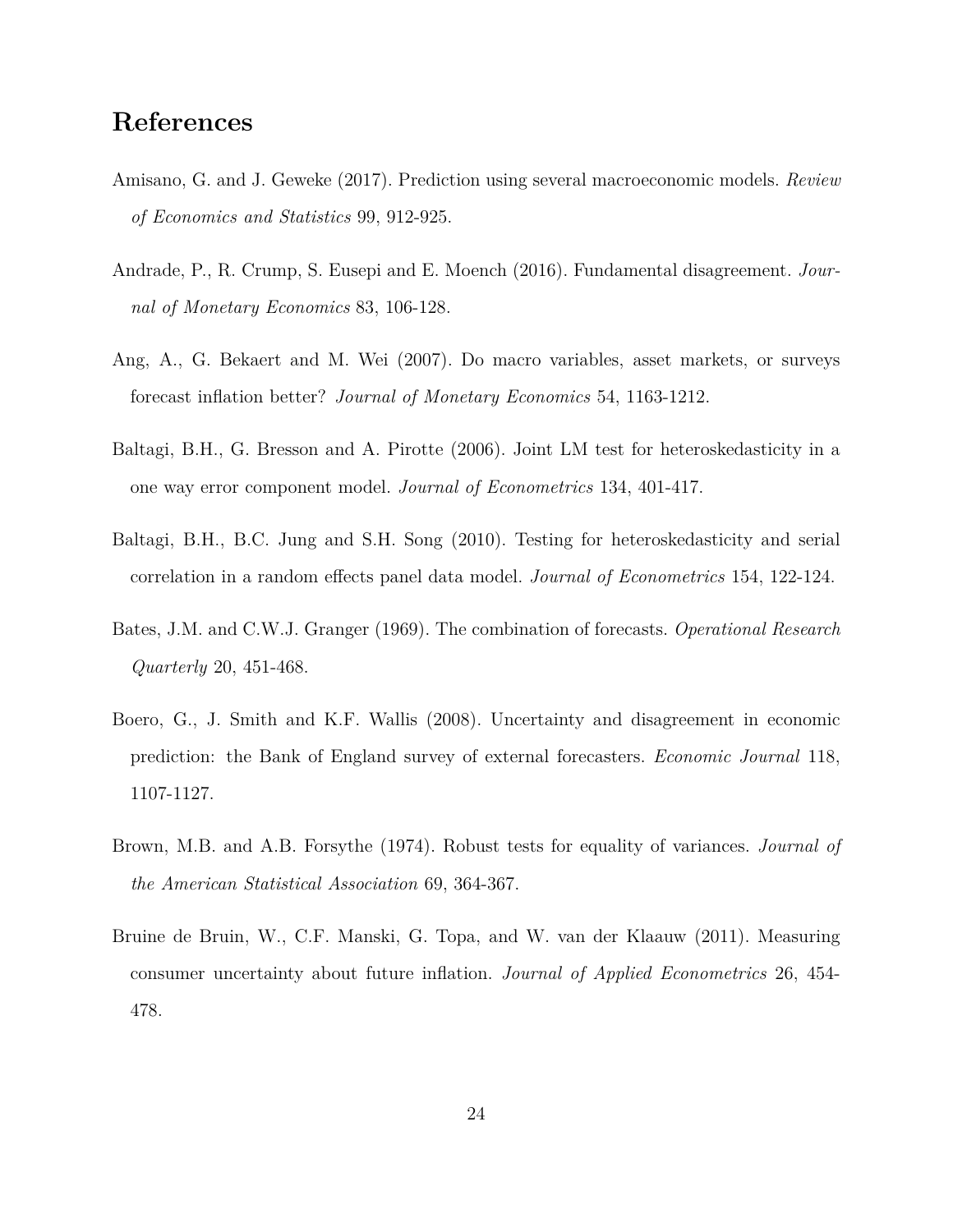# References

Amisano, G. and J. Geweke (2017). Prediction using several macroeconomic models. *Review of Economics and Statistics* 99, 912-925.

Andrade, P., R. Crump, S. Eusepi and E. Moench (2016). Fundamental disagreement. *Journal of Monetary Economics* 83, 106-128.

Ang, A., G. Bekaert and M. Wei (2007). Do macro variables, asset markets, or surveys forecast inflation better? *Journal of Monetary Economics* 54, 1163-1212.

Baltagi, B.H., G. Bresson and A. Pirotte (2006). Joint LM test for heteroskedasticity in a one way error component model. *Journal of Econometrics* 134, 401-417.

Baltagi, B.H., B.C. Jung and S.H. Song (2010). Testing for heteroskedasticity and serial correlation in a random effects panel data model. *Journal of Econometrics* 154, 122-124.

Bates, J.M. and C.W.J. Granger (1969). The combination of forecasts. *Operational Research Quarterly* 20, 451-468.

Boero, G., J. Smith and K.F. Wallis (2008). Uncertainty and disagreement in economic prediction: the Bank of England survey of external forecasters. *Economic Journal* 118, 1107-1127.

Brown, M.B. and A.B. Forsythe (1974). Robust tests for equality of variances. *Journal of the American Statistical Association* 69, 364-367.

Bruine de Bruin, W., C.F. Manski, G. Topa, and W. van der Klaauw (2011). Measuring consumer uncertainty about future inflation. *Journal of Applied Econometrics* 26, 454-478.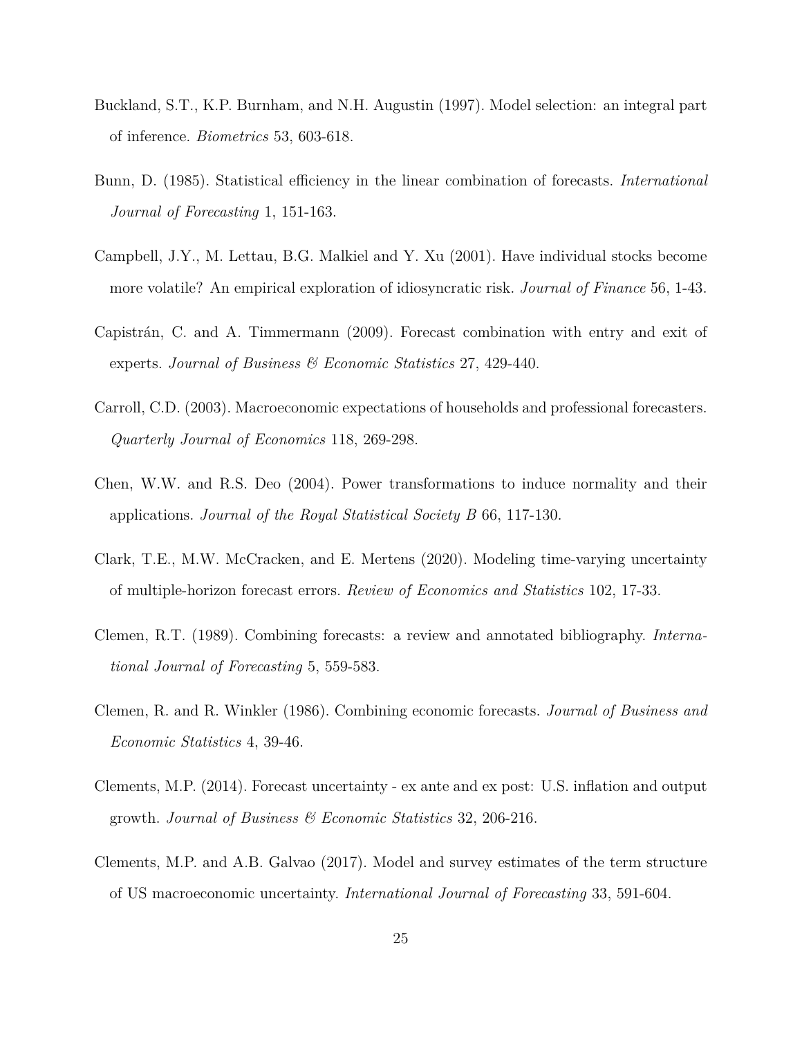Buckland, S.T., K.P. Burnham, and N.H. Augustin (1997). Model selection: an integral part of inference. *Biometrics* 53, 603-618.

Bunn, D. (1985). Statistical efficiency in the linear combination of forecasts. *International Journal of Forecasting* 1, 151-163.

Campbell, J.Y., M. Lettau, B.G. Malkiel and Y. Xu (2001). Have individual stocks become more volatile? An empirical exploration of idiosyncratic risk. *Journal of Finance* 56, 1-43.

Capistrán, C. and A. Timmermann (2009). Forecast combination with entry and exit of experts. *Journal of Business & Economic Statistics* 27, 429-440.

Carroll, C.D. (2003). Macroeconomic expectations of households and professional forecasters. *Quarterly Journal of Economics* 118, 269-298.

Chen, W.W. and R.S. Deo (2004). Power transformations to induce normality and their applications. *Journal of the Royal Statistical Society B* 66, 117-130.

Clark, T.E., M.W. McCracken, and E. Mertens (2020). Modeling time-varying uncertainty of multiple-horizon forecast errors. *Review of Economics and Statistics* 102, 17-33.

Clemen, R.T. (1989). Combining forecasts: a review and annotated bibliography. *International Journal of Forecasting* 5, 559-583.

Clemen, R. and R. Winkler (1986). Combining economic forecasts. *Journal of Business and Economic Statistics* 4, 39-46.

Clements, M.P. (2014). Forecast uncertainty - ex ante and ex post: U.S. inflation and output growth. *Journal of Business & Economic Statistics* 32, 206-216.

Clements, M.P. and A.B. Galvao (2017). Model and survey estimates of the term structure of US macroeconomic uncertainty. *International Journal of Forecasting* 33, 591-604.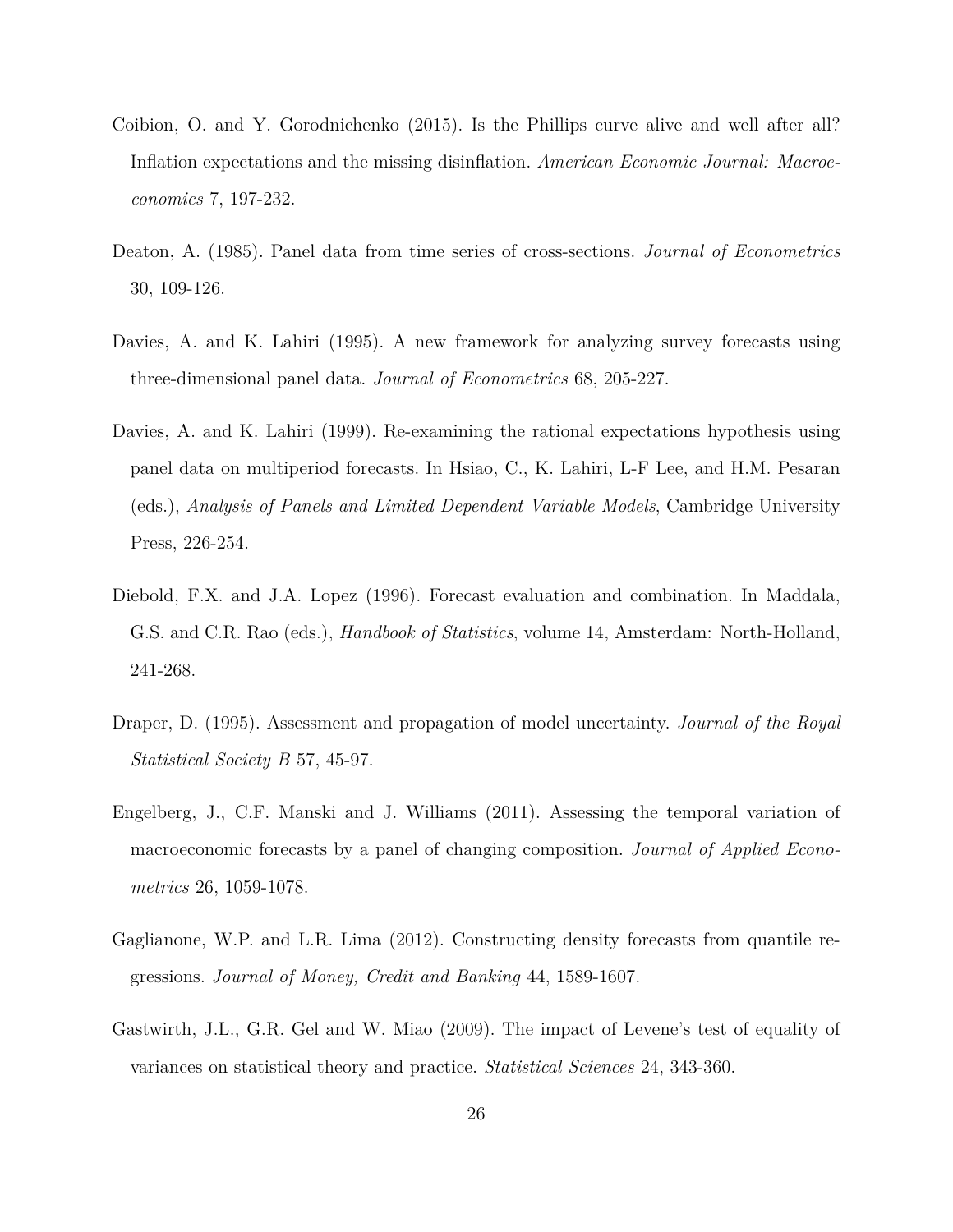Coibion, O. and Y. Gorodnichenko (2015). Is the Phillips curve alive and well after all? Inflation expectations and the missing disinflation. *American Economic Journal: Macroeconomics* 7, 197-232.

Deaton, A. (1985). Panel data from time series of cross-sections. *Journal of Econometrics* 30, 109-126.

Davies, A. and K. Lahiri (1995). A new framework for analyzing survey forecasts using three-dimensional panel data. *Journal of Econometrics* 68, 205-227.

Davies, A. and K. Lahiri (1999). Re-examining the rational expectations hypothesis using panel data on multiperiod forecasts. In Hsiao, C., K. Lahiri, L-F Lee, and H.M. Pesaran (eds.), *Analysis of Panels and Limited Dependent Variable Models*, Cambridge University Press, 226-254.

Diebold, F.X. and J.A. Lopez (1996). Forecast evaluation and combination. In Maddala, G.S. and C.R. Rao (eds.), *Handbook of Statistics*, volume 14, Amsterdam: North-Holland, 241-268.

Draper, D. (1995). Assessment and propagation of model uncertainty. *Journal of the Royal Statistical Society B* 57, 45-97.

Engelberg, J., C.F. Manski and J. Williams (2011). Assessing the temporal variation of macroeconomic forecasts by a panel of changing composition. *Journal of Applied Econometrics* 26, 1059-1078.

Gaglianone, W.P. and L.R. Lima (2012). Constructing density forecasts from quantile regressions. *Journal of Money, Credit and Banking* 44, 1589-1607.

Gastwirth, J.L., G.R. Gel and W. Miao (2009). The impact of Levene's test of equality of variances on statistical theory and practice. *Statistical Sciences* 24, 343-360.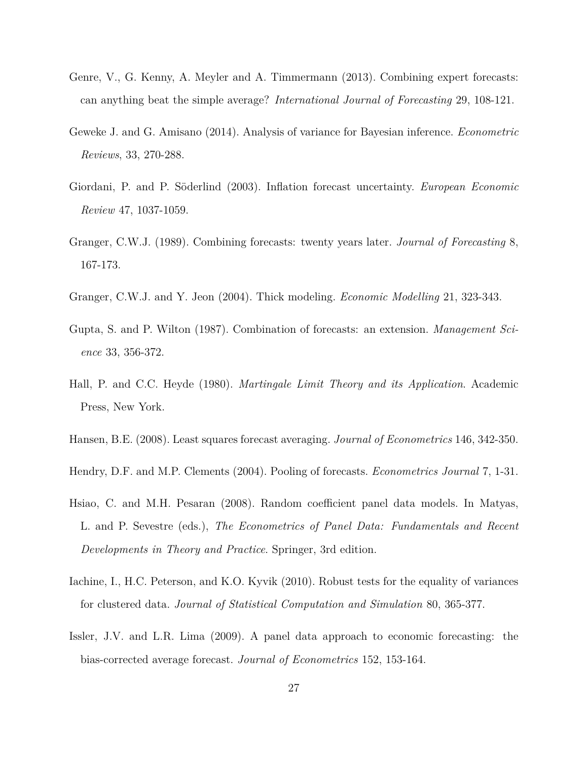Genre, V., G. Kenny, A. Meyler and A. Timmermann (2013). Combining expert forecasts: can anything beat the simple average? *International Journal of Forecasting* 29, 108-121.

Geweke J. and G. Amisano (2014). Analysis of variance for Bayesian inference. *Econometric Reviews*, 33, 270-288.

Giordani, P. and P. Söderlind (2003). Inflation forecast uncertainty. *European Economic Review* 47, 1037-1059.

Granger, C.W.J. (1989). Combining forecasts: twenty years later. *Journal of Forecasting* 8, 167-173.

Granger, C.W.J. and Y. Jeon (2004). Thick modeling. *Economic Modelling* 21, 323-343.

Gupta, S. and P. Wilton (1987). Combination of forecasts: an extension. *Management Science* 33, 356-372.

Hall, P. and C.C. Heyde (1980). *Martingale Limit Theory and its Application*. Academic Press, New York.

Hansen, B.E. (2008). Least squares forecast averaging. *Journal of Econometrics* 146, 342-350.

Hendry, D.F. and M.P. Clements (2004). Pooling of forecasts. *Econometrics Journal* 7, 1-31.

Hsiao, C. and M.H. Pesaran (2008). Random coefficient panel data models. In Matyas, L. and P. Sevestre (eds.), *The Econometrics of Panel Data: Fundamentals and Recent Developments in Theory and Practice*. Springer, 3rd edition.

Iachine, I., H.C. Peterson, and K.O. Kyvik (2010). Robust tests for the equality of variances for clustered data. *Journal of Statistical Computation and Simulation* 80, 365-377.

Issler, J.V. and L.R. Lima (2009). A panel data approach to economic forecasting: the bias-corrected average forecast. *Journal of Econometrics* 152, 153-164.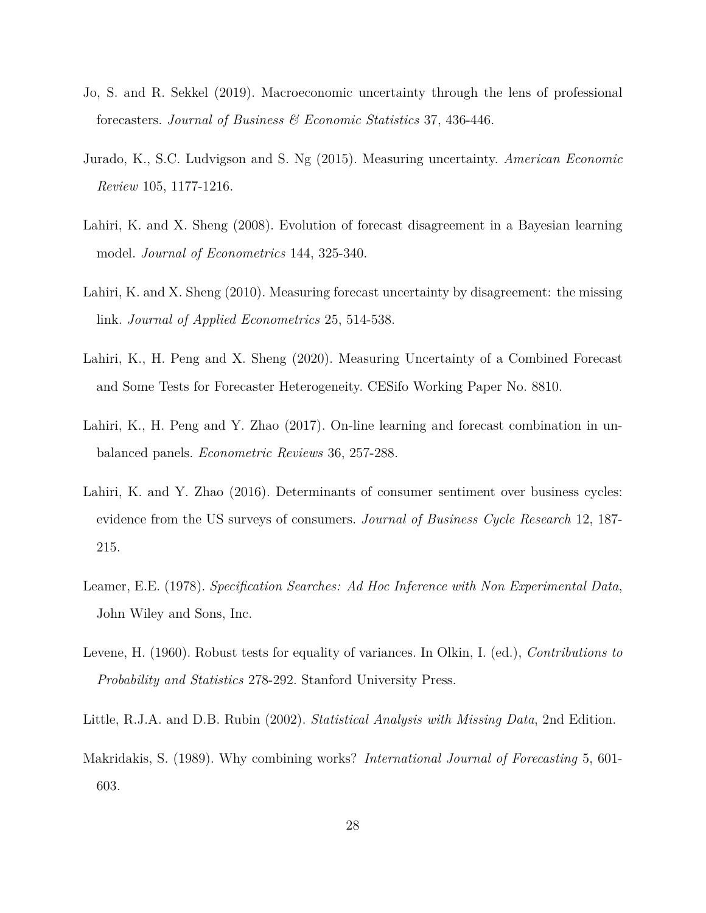Jo, S. and R. Sekkel (2019). Macroeconomic uncertainty through the lens of professional forecasters. *Journal of Business & Economic Statistics* 37, 436-446.

Jurado, K., S.C. Ludvigson and S. Ng (2015). Measuring uncertainty. *American Economic Review* 105, 1177-1216.

Lahiri, K. and X. Sheng (2008). Evolution of forecast disagreement in a Bayesian learning model. *Journal of Econometrics* 144, 325-340.

Lahiri, K. and X. Sheng (2010). Measuring forecast uncertainty by disagreement: the missing link. *Journal of Applied Econometrics* 25, 514-538.

Lahiri, K., H. Peng and X. Sheng (2020). Measuring Uncertainty of a Combined Forecast and Some Tests for Forecaster Heterogeneity. CESifo Working Paper No. 8810.

Lahiri, K., H. Peng and Y. Zhao (2017). On-line learning and forecast combination in unbalanced panels. *Econometric Reviews* 36, 257-288.

Lahiri, K. and Y. Zhao (2016). Determinants of consumer sentiment over business cycles: evidence from the US surveys of consumers. *Journal of Business Cycle Research* 12, 187-215.

Leamer, E.E. (1978). *Specification Searches: Ad Hoc Inference with Non Experimental Data*, John Wiley and Sons, Inc.

Levene, H. (1960). Robust tests for equality of variances. In Olkin, I. (ed.), *Contributions to Probability and Statistics* 278-292. Stanford University Press.

Little, R.J.A. and D.B. Rubin (2002). *Statistical Analysis with Missing Data*, 2nd Edition.

Makridakis, S. (1989). Why combining works? *International Journal of Forecasting* 5, 601-603.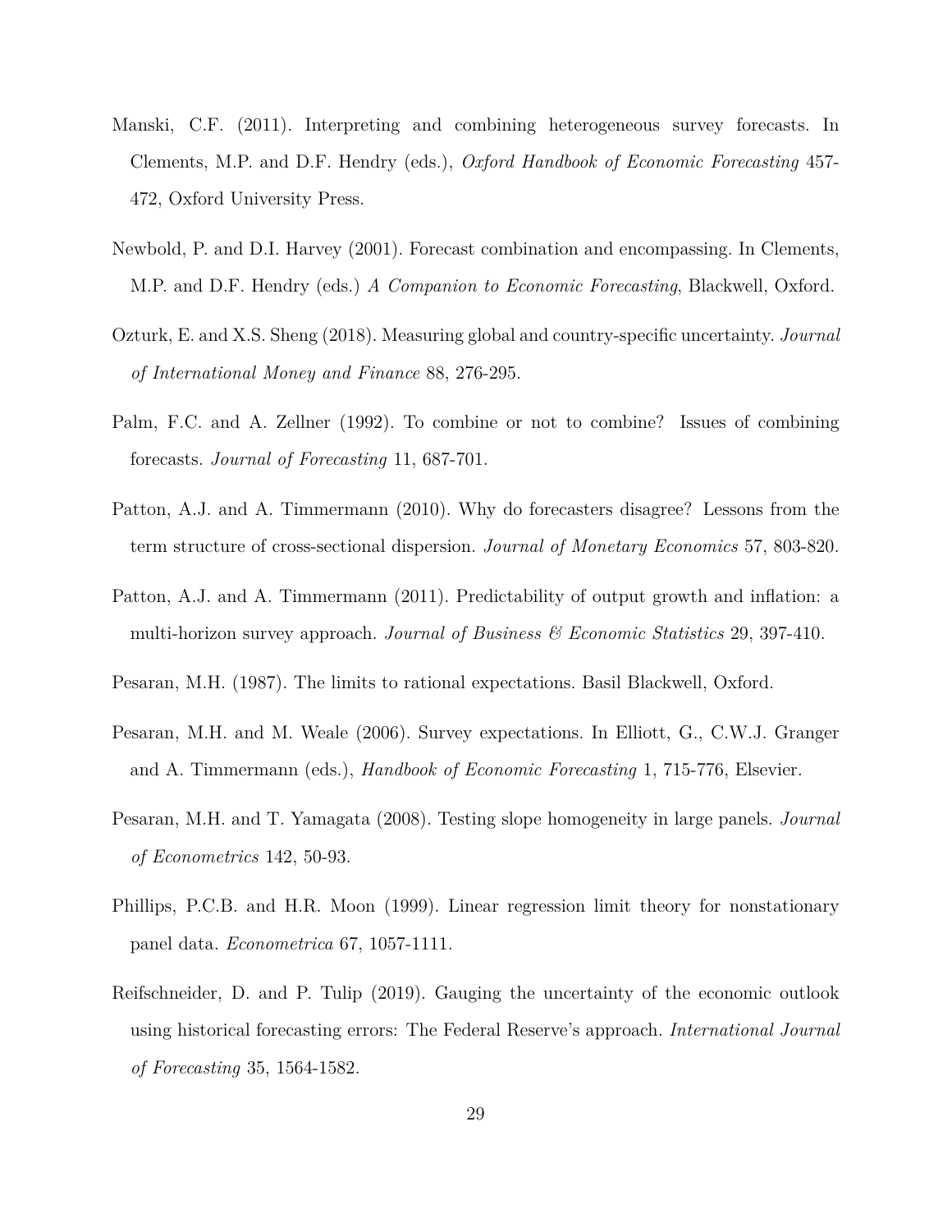Manski, C.F. (2011). Interpreting and combining heterogeneous survey forecasts. In Clements, M.P. and D.F. Hendry (eds.), *Oxford Handbook of Economic Forecasting* 457-472, Oxford University Press.

Newbold, P. and D.I. Harvey (2001). Forecast combination and encompassing. In Clements, M.P. and D.F. Hendry (eds.) *A Companion to Economic Forecasting*, Blackwell, Oxford.

Ozturk, E. and X.S. Sheng (2018). Measuring global and country-specific uncertainty. *Journal of International Money and Finance* 88, 276-295.

Palm, F.C. and A. Zellner (1992). To combine or not to combine? Issues of combining forecasts. *Journal of Forecasting* 11, 687-701.

Patton, A.J. and A. Timmermann (2010). Why do forecasters disagree? Lessons from the term structure of cross-sectional dispersion. *Journal of Monetary Economics* 57, 803-820.

Patton, A.J. and A. Timmermann (2011). Predictability of output growth and inflation: a multi-horizon survey approach. *Journal of Business & Economic Statistics* 29, 397-410.

Pesaran, M.H. (1987). The limits to rational expectations. Basil Blackwell, Oxford.

Pesaran, M.H. and M. Weale (2006). Survey expectations. In Elliott, G., C.W.J. Granger and A. Timmermann (eds.), *Handbook of Economic Forecasting* 1, 715-776, Elsevier.

Pesaran, M.H. and T. Yamagata (2008). Testing slope homogeneity in large panels. *Journal of Econometrics* 142, 50-93.

Phillips, P.C.B. and H.R. Moon (1999). Linear regression limit theory for nonstationary panel data. *Econometrica* 67, 1057-1111.

Reifschneider, D. and P. Tulip (2019). Gauging the uncertainty of the economic outlook using historical forecasting errors: The Federal Reserve's approach. *International Journal of Forecasting* 35, 1564-1582.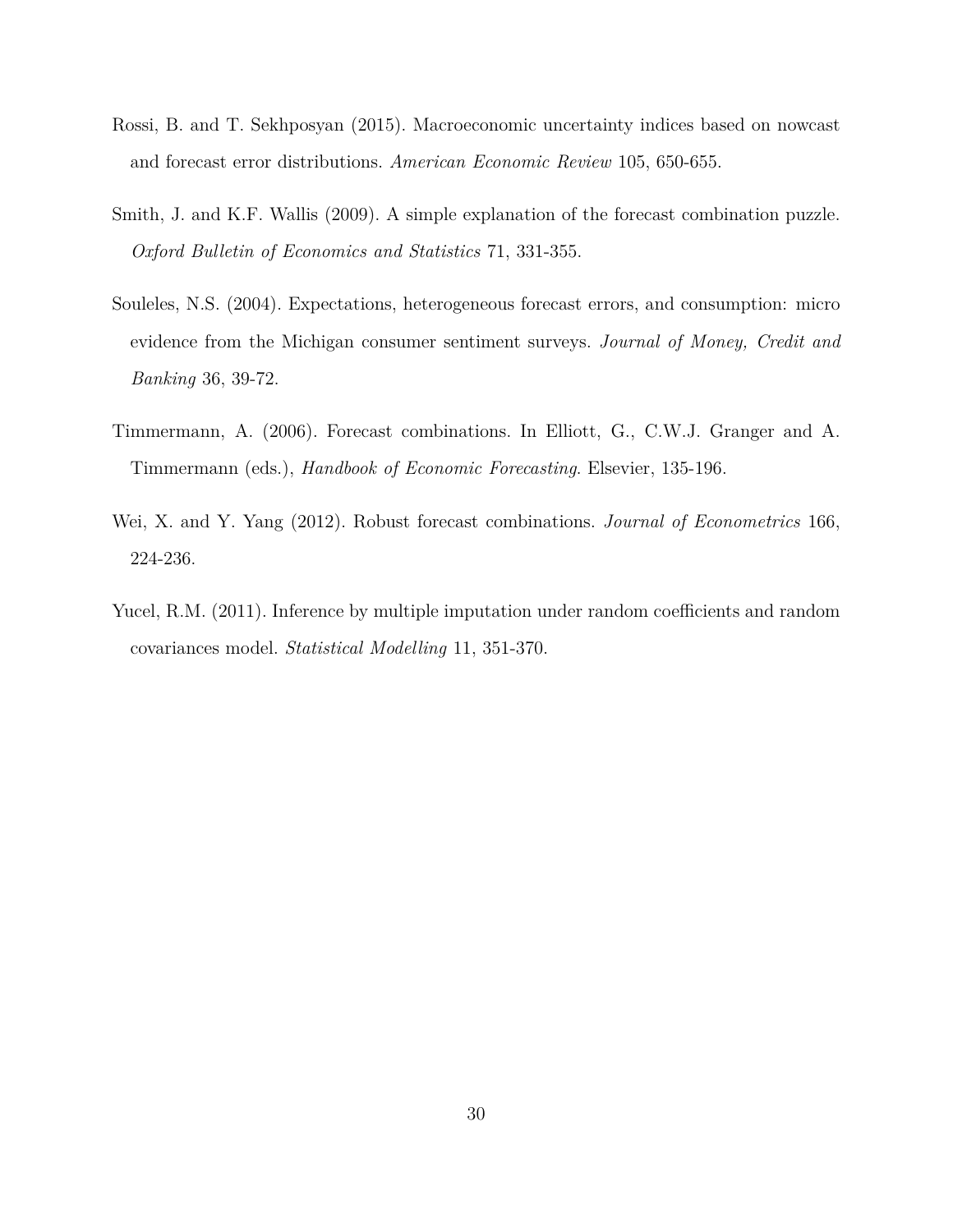Rossi, B. and T. Sekhposyan (2015). Macroeconomic uncertainty indices based on nowcast and forecast error distributions. *American Economic Review* 105, 650-655.

Smith, J. and K.F. Wallis (2009). A simple explanation of the forecast combination puzzle. *Oxford Bulletin of Economics and Statistics* 71, 331-355.

Souleles, N.S. (2004). Expectations, heterogeneous forecast errors, and consumption: micro evidence from the Michigan consumer sentiment surveys. *Journal of Money, Credit and Banking* 36, 39-72.

Timmermann, A. (2006). Forecast combinations. In Elliott, G., C.W.J. Granger and A. Timmermann (eds.), *Handbook of Economic Forecasting*. Elsevier, 135-196.

Wei, X. and Y. Yang (2012). Robust forecast combinations. *Journal of Econometrics* 166, 224-236.

Yucel, R.M. (2011). Inference by multiple imputation under random coefficients and random covariances model. *Statistical Modelling* 11, 351-370.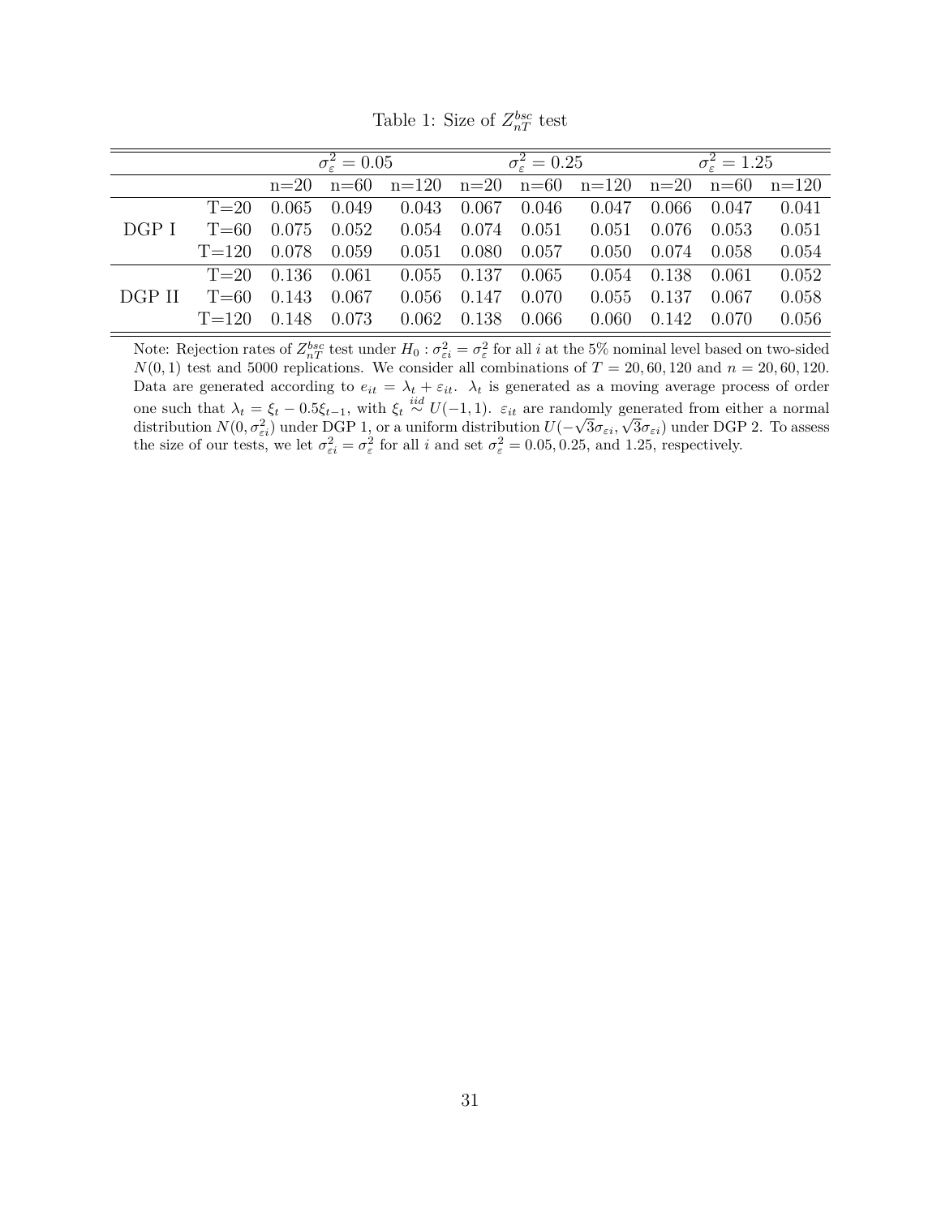Table 1: Size of $Z_{nT}^{bsc}$ test

| | | $\sigma_\varepsilon^2 = 0.05$ | | | $\sigma_\varepsilon^2 = 0.25$ | | | $\sigma_\varepsilon^2 = 1.25$ | | |
|---|---|---|---|---|---|---|---|---|---|---|
| | | n=20 | n=60 | n=120 | n=20 | n=60 | n=120 | n=20 | n=60 | n=120 |
| DGP I | T=20 | 0.065 | 0.049 | 0.043 | 0.067 | 0.046 | 0.047 | 0.066 | 0.047 | 0.041 |
| | T=60 | 0.075 | 0.052 | 0.054 | 0.074 | 0.051 | 0.051 | 0.076 | 0.053 | 0.051 |
| | T=120 | 0.078 | 0.059 | 0.051 | 0.080 | 0.057 | 0.050 | 0.074 | 0.058 | 0.054 |
| DGP II | T=20 | 0.136 | 0.061 | 0.055 | 0.137 | 0.065 | 0.054 | 0.138 | 0.061 | 0.052 |
| | T=60 | 0.143 | 0.067 | 0.056 | 0.147 | 0.070 | 0.055 | 0.137 | 0.067 | 0.058 |
| | T=120 | 0.148 | 0.073 | 0.062 | 0.138 | 0.066 | 0.060 | 0.142 | 0.070 | 0.056 |

Note: Rejection rates of $Z_{nT}^{bsc}$ test under $H_0 : \sigma_{\varepsilon i}^2 = \sigma_\varepsilon^2$ for all $i$ at the 5% nominal level based on two-sided $N(0,1)$ test and 5000 replications. We consider all combinations of $T = 20, 60, 120$ and $n = 20, 60, 120$. Data are generated according to $e_{it} = \lambda_t + \varepsilon_{it}$. $\lambda_t$ is generated as a moving average process of order one such that $\lambda_t = \xi_t - 0.5\xi_{t-1}$, with $\xi_t \overset{iid}{\sim} U(-1,1)$. $\varepsilon_{it}$ are randomly generated from either a normal distribution $N(0, \sigma_{\varepsilon i}^2)$ under DGP 1, or a uniform distribution $U(-\sqrt{3}\sigma_{\varepsilon i}, \sqrt{3}\sigma_{\varepsilon i})$ under DGP 2. To assess the size of our tests, we let $\sigma_{\varepsilon i}^2 = \sigma_\varepsilon^2$ for all $i$ and set $\sigma_\varepsilon^2 = 0.05, 0.25$, and 1.25, respectively.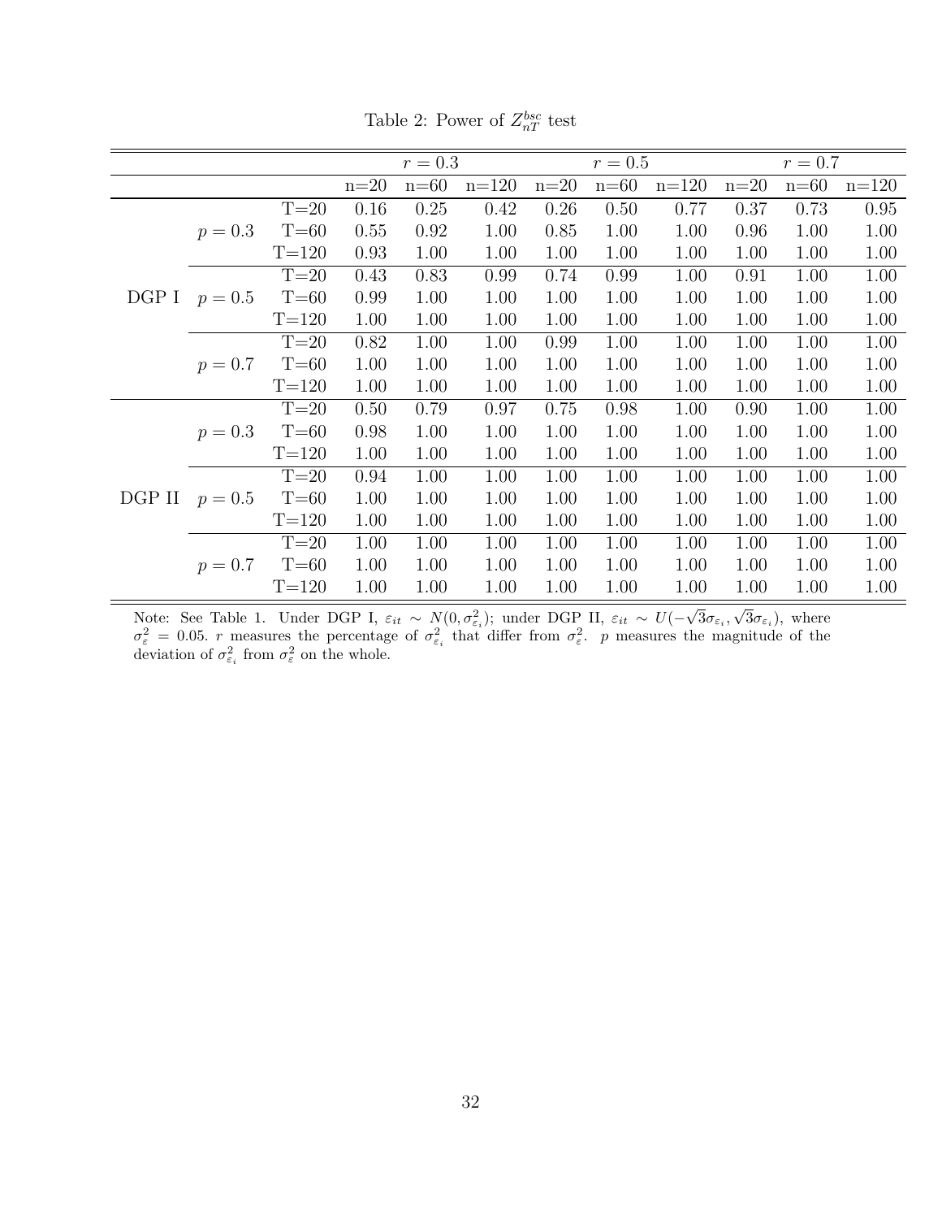Table 2: Power of $Z_{nT}^{bsc}$ test

| | | | $r=0.3$ | | | $r=0.5$ | | | $r=0.7$ | | |
|---|---|---|---|---|---|---|---|---|---|---|---|
| | | | n=20 | n=60 | n=120 | n=20 | n=60 | n=120 | n=20 | n=60 | n=120 |
| DGP I | $p=0.3$ | T=20 | 0.16 | 0.25 | 0.42 | 0.26 | 0.50 | 0.77 | 0.37 | 0.73 | 0.95 |
| | | T=60 | 0.55 | 0.92 | 1.00 | 0.85 | 1.00 | 1.00 | 0.96 | 1.00 | 1.00 |
| | | T=120 | 0.93 | 1.00 | 1.00 | 1.00 | 1.00 | 1.00 | 1.00 | 1.00 | 1.00 |
| | $p=0.5$ | T=20 | 0.43 | 0.83 | 0.99 | 0.74 | 0.99 | 1.00 | 0.91 | 1.00 | 1.00 |
| | | T=60 | 0.99 | 1.00 | 1.00 | 1.00 | 1.00 | 1.00 | 1.00 | 1.00 | 1.00 |
| | | T=120 | 1.00 | 1.00 | 1.00 | 1.00 | 1.00 | 1.00 | 1.00 | 1.00 | 1.00 |
| | $p=0.7$ | T=20 | 0.82 | 1.00 | 1.00 | 0.99 | 1.00 | 1.00 | 1.00 | 1.00 | 1.00 |
| | | T=60 | 1.00 | 1.00 | 1.00 | 1.00 | 1.00 | 1.00 | 1.00 | 1.00 | 1.00 |
| | | T=120 | 1.00 | 1.00 | 1.00 | 1.00 | 1.00 | 1.00 | 1.00 | 1.00 | 1.00 |
| DGP II | $p=0.3$ | T=20 | 0.50 | 0.79 | 0.97 | 0.75 | 0.98 | 1.00 | 0.90 | 1.00 | 1.00 |
| | | T=60 | 0.98 | 1.00 | 1.00 | 1.00 | 1.00 | 1.00 | 1.00 | 1.00 | 1.00 |
| | | T=120 | 1.00 | 1.00 | 1.00 | 1.00 | 1.00 | 1.00 | 1.00 | 1.00 | 1.00 |
| | $p=0.5$ | T=20 | 0.94 | 1.00 | 1.00 | 1.00 | 1.00 | 1.00 | 1.00 | 1.00 | 1.00 |
| | | T=60 | 1.00 | 1.00 | 1.00 | 1.00 | 1.00 | 1.00 | 1.00 | 1.00 | 1.00 |
| | | T=120 | 1.00 | 1.00 | 1.00 | 1.00 | 1.00 | 1.00 | 1.00 | 1.00 | 1.00 |
| | $p=0.7$ | T=20 | 1.00 | 1.00 | 1.00 | 1.00 | 1.00 | 1.00 | 1.00 | 1.00 | 1.00 |
| | | T=60 | 1.00 | 1.00 | 1.00 | 1.00 | 1.00 | 1.00 | 1.00 | 1.00 | 1.00 |
| | | T=120 | 1.00 | 1.00 | 1.00 | 1.00 | 1.00 | 1.00 | 1.00 | 1.00 | 1.00 |

Note: See Table 1. Under DGP I, $\varepsilon_{it} \sim N(0, \sigma_{\varepsilon_i}^2)$; under DGP II, $\varepsilon_{it} \sim U(-\sqrt{3}\sigma_{\varepsilon_i}, \sqrt{3}\sigma_{\varepsilon_i})$, where $\sigma_{\varepsilon}^2 = 0.05$. $r$ measures the percentage of $\sigma_{\varepsilon_i}^2$ that differ from $\sigma_{\varepsilon}^2$. $p$ measures the magnitude of the deviation of $\sigma_{\varepsilon_i}^2$ from $\sigma_{\varepsilon}^2$ on the whole.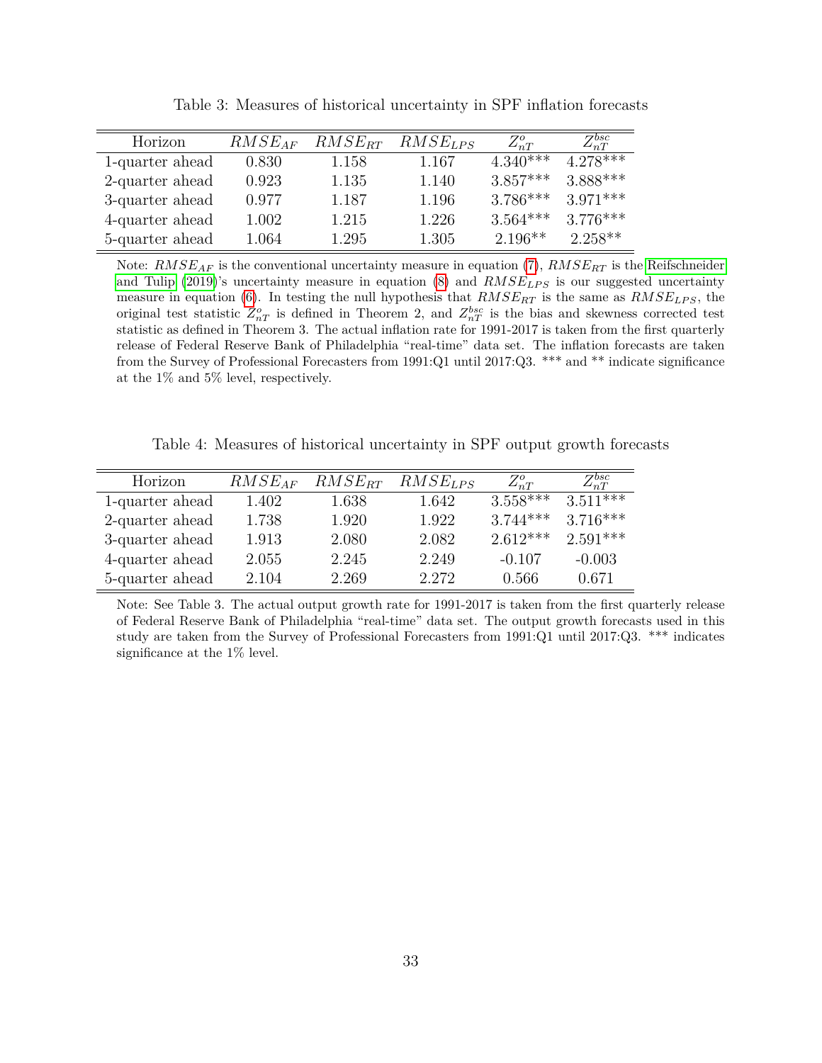Table 3: Measures of historical uncertainty in SPF inflation forecasts

| Horizon | $RMSE_{AF}$ | $RMSE_{RT}$ | $RMSE_{LPS}$ | $Z^{o}_{nT}$ | $Z^{bsc}_{nT}$ |
|---|---|---|---|---|---|
| 1-quarter ahead | 0.830 | 1.158 | 1.167 | 4.340*** | 4.278*** |
| 2-quarter ahead | 0.923 | 1.135 | 1.140 | 3.857*** | 3.888*** |
| 3-quarter ahead | 0.977 | 1.187 | 1.196 | 3.786*** | 3.971*** |
| 4-quarter ahead | 1.002 | 1.215 | 1.226 | 3.564*** | 3.776*** |
| 5-quarter ahead | 1.064 | 1.295 | 1.305 | 2.196** | 2.258** |

Note: $RMSE_{AF}$ is the conventional uncertainty measure in equation (7), $RMSE_{RT}$ is the Reifschneider and Tulip (2019)'s uncertainty measure in equation (8) and $RMSE_{LPS}$ is our suggested uncertainty measure in equation (6). In testing the null hypothesis that $RMSE_{RT}$ is the same as $RMSE_{LPS}$, the original test statistic $Z^{o}_{nT}$ is defined in Theorem 2, and $Z^{bsc}_{nT}$ is the bias and skewness corrected test statistic as defined in Theorem 3. The actual inflation rate for 1991-2017 is taken from the first quarterly release of Federal Reserve Bank of Philadelphia "real-time" data set. The inflation forecasts are taken from the Survey of Professional Forecasters from 1991:Q1 until 2017:Q3. *** and ** indicate significance at the 1% and 5% level, respectively.

Table 4: Measures of historical uncertainty in SPF output growth forecasts

| Horizon | $RMSE_{AF}$ | $RMSE_{RT}$ | $RMSE_{LPS}$ | $Z^{o}_{nT}$ | $Z^{bsc}_{nT}$ |
|---|---|---|---|---|---|
| 1-quarter ahead | 1.402 | 1.638 | 1.642 | 3.558*** | 3.511*** |
| 2-quarter ahead | 1.738 | 1.920 | 1.922 | 3.744*** | 3.716*** |
| 3-quarter ahead | 1.913 | 2.080 | 2.082 | 2.612*** | 2.591*** |
| 4-quarter ahead | 2.055 | 2.245 | 2.249 | -0.107 | -0.003 |
| 5-quarter ahead | 2.104 | 2.269 | 2.272 | 0.566 | 0.671 |

Note: See Table 3. The actual output growth rate for 1991-2017 is taken from the first quarterly release of Federal Reserve Bank of Philadelphia "real-time" data set. The output growth forecasts used in this study are taken from the Survey of Professional Forecasters from 1991:Q1 until 2017:Q3. *** indicates significance at the 1% level.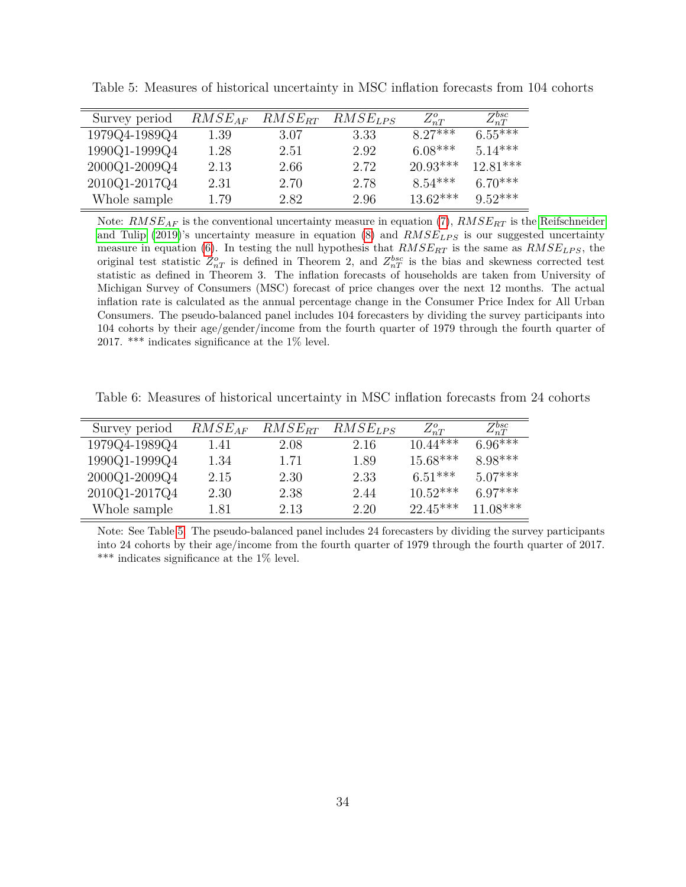Table 5: Measures of historical uncertainty in MSC inflation forecasts from 104 cohorts

| Survey period | $RMSE_{AF}$ | $RMSE_{RT}$ | $RMSE_{LPS}$ | $Z^{o}_{nT}$ | $Z^{bsc}_{nT}$ |
|---|---|---|---|---|---|
| 1979Q4-1989Q4 | 1.39 | 3.07 | 3.33 | 8.27*** | 6.55*** |
| 1990Q1-1999Q4 | 1.28 | 2.51 | 2.92 | 6.08*** | 5.14*** |
| 2000Q1-2009Q4 | 2.13 | 2.66 | 2.72 | 20.93*** | 12.81*** |
| 2010Q1-2017Q4 | 2.31 | 2.70 | 2.78 | 8.54*** | 6.70*** |
| Whole sample | 1.79 | 2.82 | 2.96 | 13.62*** | 9.52*** |

Note: $RMSE_{AF}$ is the conventional uncertainty measure in equation (7), $RMSE_{RT}$ is the Reifschneider and Tulip (2019)'s uncertainty measure in equation (8) and $RMSE_{LPS}$ is our suggested uncertainty measure in equation (6). In testing the null hypothesis that $RMSE_{RT}$ is the same as $RMSE_{LPS}$, the original test statistic $Z^{o}_{nT}$ is defined in Theorem 2, and $Z^{bsc}_{nT}$ is the bias and skewness corrected test statistic as defined in Theorem 3. The inflation forecasts of households are taken from University of Michigan Survey of Consumers (MSC) forecast of price changes over the next 12 months. The actual inflation rate is calculated as the annual percentage change in the Consumer Price Index for All Urban Consumers. The pseudo-balanced panel includes 104 forecasters by dividing the survey participants into 104 cohorts by their age/gender/income from the fourth quarter of 1979 through the fourth quarter of 2017. *** indicates significance at the 1% level.

Table 6: Measures of historical uncertainty in MSC inflation forecasts from 24 cohorts

| Survey period | $RMSE_{AF}$ | $RMSE_{RT}$ | $RMSE_{LPS}$ | $Z^{o}_{nT}$ | $Z^{bsc}_{nT}$ |
|---|---|---|---|---|---|
| 1979Q4-1989Q4 | 1.41 | 2.08 | 2.16 | 10.44*** | 6.96*** |
| 1990Q1-1999Q4 | 1.34 | 1.71 | 1.89 | 15.68*** | 8.98*** |
| 2000Q1-2009Q4 | 2.15 | 2.30 | 2.33 | 6.51*** | 5.07*** |
| 2010Q1-2017Q4 | 2.30 | 2.38 | 2.44 | 10.52*** | 6.97*** |
| Whole sample | 1.81 | 2.13 | 2.20 | 22.45*** | 11.08*** |

Note: See Table 5. The pseudo-balanced panel includes 24 forecasters by dividing the survey participants into 24 cohorts by their age/income from the fourth quarter of 1979 through the fourth quarter of 2017. *** indicates significance at the 1% level.